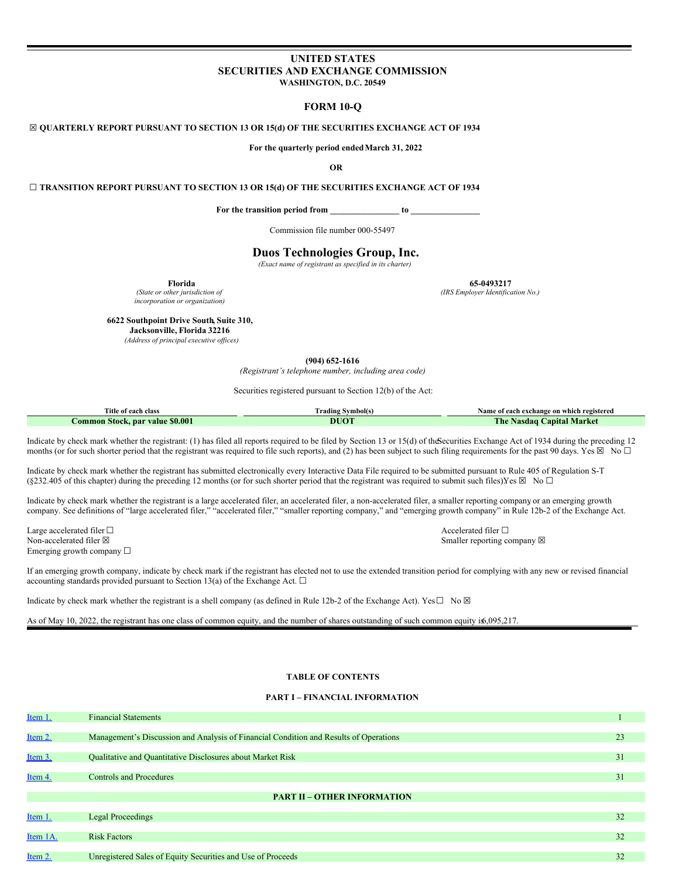# UNITED STATES
# SECURITIES AND EXCHANGE COMMISSION
**WASHINGTON, D.C. 20549**

## FORM 10-Q

☒ **QUARTERLY REPORT PURSUANT TO SECTION 13 OR 15(d) OF THE SECURITIES EXCHANGE ACT OF 1934**

**For the quarterly period ended March 31, 2022**

**OR**

☐ **TRANSITION REPORT PURSUANT TO SECTION 13 OR 15(d) OF THE SECURITIES EXCHANGE ACT OF 1934**

**For the transition period from \_\_\_\_\_\_\_\_\_\_\_\_\_\_\_\_ to \_\_\_\_\_\_\_\_\_\_\_\_\_\_\_\_**

Commission file number 000-55497

## Duos Technologies Group, Inc.
*(Exact name of registrant as specified in its charter)*

| **Florida** | **65-0493217** |
|---|---|
| *(State or other jurisdiction of incorporation or organization)* | *(IRS Employer Identification No.)* |

**6622 Southpoint Drive South, Suite 310,**
**Jacksonville, Florida 32216**
*(Address of principal executive offices)*

**(904) 652-1616**
*(Registrant's telephone number, including area code)*

Securities registered pursuant to Section 12(b) of the Act:

| Title of each class | Trading Symbol(s) | Name of each exchange on which registered |
|---|---|---|
| **Common Stock, par value $0.001** | **DUOT** | **The Nasdaq Capital Market** |

Indicate by check mark whether the registrant: (1) has filed all reports required to be filed by Section 13 or 15(d) of the Securities Exchange Act of 1934 during the preceding 12 months (or for such shorter period that the registrant was required to file such reports), and (2) has been subject to such filing requirements for the past 90 days. Yes ☒ No ☐

Indicate by check mark whether the registrant has submitted electronically every Interactive Data File required to be submitted pursuant to Rule 405 of Regulation S-T (§232.405 of this chapter) during the preceding 12 months (or for such shorter period that the registrant was required to submit such files). Yes ☒ No ☐

Indicate by check mark whether the registrant is a large accelerated filer, an accelerated filer, a non-accelerated filer, a smaller reporting company or an emerging growth company. See definitions of "large accelerated filer," "accelerated filer," "smaller reporting company," and "emerging growth company" in Rule 12b-2 of the Exchange Act.

| | |
|---|---|
| Large accelerated filer ☐ | Accelerated filer ☐ |
| Non-accelerated filer ☒ | Smaller reporting company ☒ |
| Emerging growth company ☐ | |

If an emerging growth company, indicate by check mark if the registrant has elected not to use the extended transition period for complying with any new or revised financial accounting standards provided pursuant to Section 13(a) of the Exchange Act. ☐

Indicate by check mark whether the registrant is a shell company (as defined in Rule 12b-2 of the Exchange Act). Yes ☐ No ☒

As of May 10, 2022, the registrant has one class of common equity, and the number of shares outstanding of such common equity is 6,095,217.

**TABLE OF CONTENTS**

**PART I – FINANCIAL INFORMATION**

| | | |
|---|---|---|
| Item 1. | Financial Statements | 1 |
| Item 2. | Management's Discussion and Analysis of Financial Condition and Results of Operations | 23 |
| Item 3. | Qualitative and Quantitative Disclosures about Market Risk | 31 |
| Item 4. | Controls and Procedures | 31 |
| | **PART II – OTHER INFORMATION** | |
| Item 1. | Legal Proceedings | 32 |
| Item 1A. | Risk Factors | 32 |
| Item 2. | Unregistered Sales of Equity Securities and Use of Proceeds | 32 |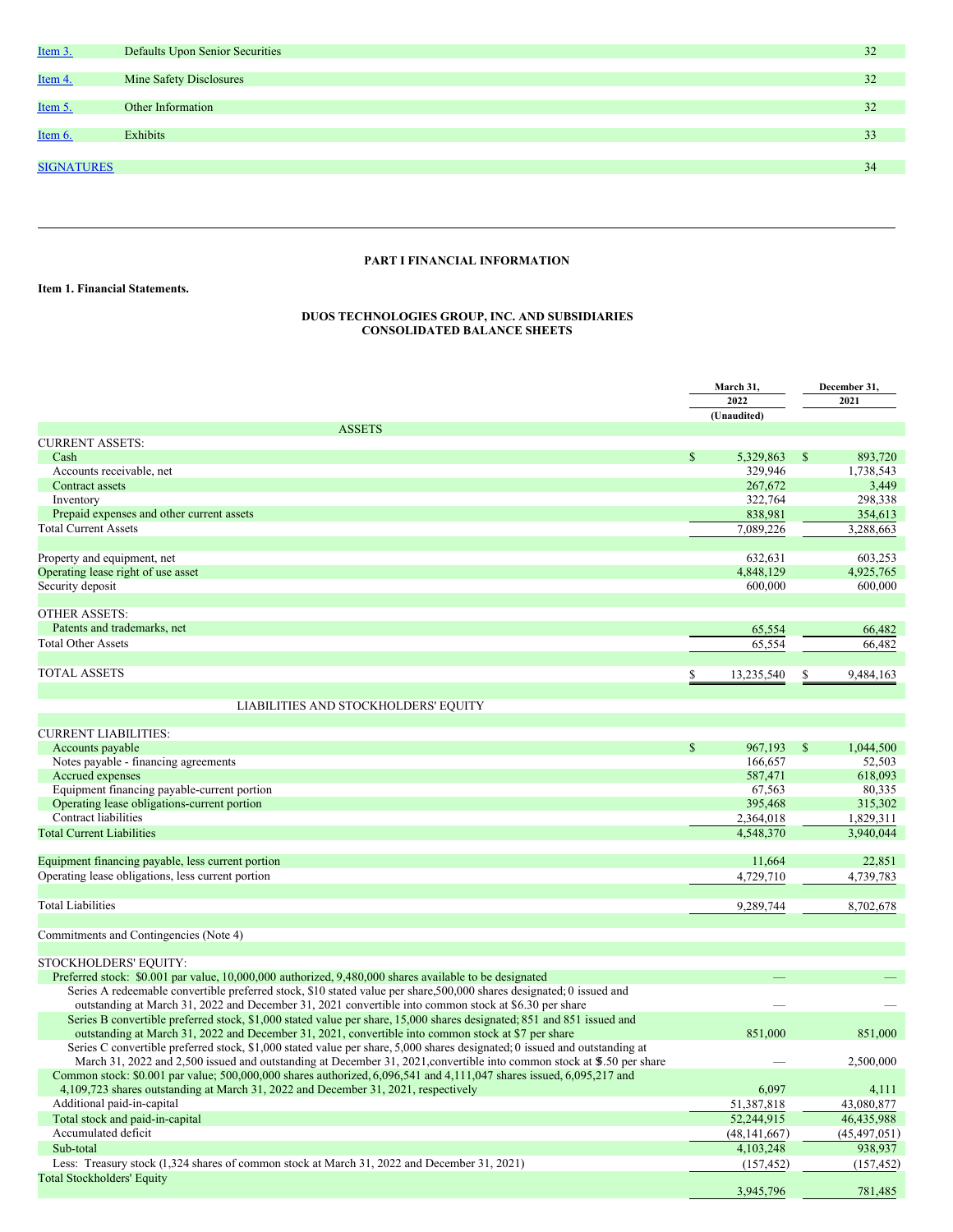| | | |
|---|---|---|
| Item 3. | Defaults Upon Senior Securities | 32 |
| Item 4. | Mine Safety Disclosures | 32 |
| Item 5. | Other Information | 32 |
| Item 6. | Exhibits | 33 |
| SIGNATURES | | 34 |

## PART I FINANCIAL INFORMATION

**Item 1. Financial Statements.**

### DUOS TECHNOLOGIES GROUP, INC. AND SUBSIDIARIES
### CONSOLIDATED BALANCE SHEETS

| | March 31, 2022 (Unaudited) | December 31, 2021 |
|---|---|---|
| **ASSETS** | | |
| CURRENT ASSETS: | | |
| Cash | $ 5,329,863 | $ 893,720 |
| Accounts receivable, net | 329,946 | 1,738,543 |
| Contract assets | 267,672 | 3,449 |
| Inventory | 322,764 | 298,338 |
| Prepaid expenses and other current assets | 838,981 | 354,613 |
| Total Current Assets | 7,089,226 | 3,288,663 |
| | | |
| Property and equipment, net | 632,631 | 603,253 |
| Operating lease right of use asset | 4,848,129 | 4,925,765 |
| Security deposit | 600,000 | 600,000 |
| | | |
| OTHER ASSETS: | | |
| Patents and trademarks, net | 65,554 | 66,482 |
| Total Other Assets | 65,554 | 66,482 |
| | | |
| TOTAL ASSETS | $ 13,235,540 | $ 9,484,163 |
| | | |
| **LIABILITIES AND STOCKHOLDERS' EQUITY** | | |
| | | |
| CURRENT LIABILITIES: | | |
| Accounts payable | $ 967,193 | $ 1,044,500 |
| Notes payable - financing agreements | 166,657 | 52,503 |
| Accrued expenses | 587,471 | 618,093 |
| Equipment financing payable-current portion | 67,563 | 80,335 |
| Operating lease obligations-current portion | 395,468 | 315,302 |
| Contract liabilities | 2,364,018 | 1,829,311 |
| Total Current Liabilities | 4,548,370 | 3,940,044 |
| | | |
| Equipment financing payable, less current portion | 11,664 | 22,851 |
| Operating lease obligations, less current portion | 4,729,710 | 4,739,783 |
| | | |
| Total Liabilities | 9,289,744 | 8,702,678 |
| | | |
| Commitments and Contingencies (Note 4) | | |
| | | |
| STOCKHOLDERS' EQUITY: | | |
| Preferred stock: $0.001 par value, 10,000,000 authorized, 9,480,000 shares available to be designated | — | — |
| Series A redeemable convertible preferred stock, $10 stated value per share,500,000 shares designated; 0 issued and outstanding at March 31, 2022 and December 31, 2021 convertible into common stock at $6.30 per share | — | — |
| Series B convertible preferred stock, $1,000 stated value per share, 15,000 shares designated; 851 and 851 issued and outstanding at March 31, 2022 and December 31, 2021, convertible into common stock at $7 per share | 851,000 | 851,000 |
| Series C convertible preferred stock, $1,000 stated value per share, 5,000 shares designated; 0 issued and outstanding at March 31, 2022 and 2,500 issued and outstanding at December 31, 2021,convertible into common stock at $5.50 per share | — | 2,500,000 |
| Common stock: $0.001 par value; 500,000,000 shares authorized, 6,096,541 and 4,111,047 shares issued, 6,095,217 and 4,109,723 shares outstanding at March 31, 2022 and December 31, 2021, respectively | 6,097 | 4,111 |
| Additional paid-in-capital | 51,387,818 | 43,080,877 |
| Total stock and paid-in-capital | 52,244,915 | 46,435,988 |
| Accumulated deficit | (48,141,667) | (45,497,051) |
| Sub-total | 4,103,248 | 938,937 |
| Less: Treasury stock (1,324 shares of common stock at March 31, 2022 and December 31, 2021) | (157,452) | (157,452) |
| Total Stockholders' Equity | 3,945,796 | 781,485 |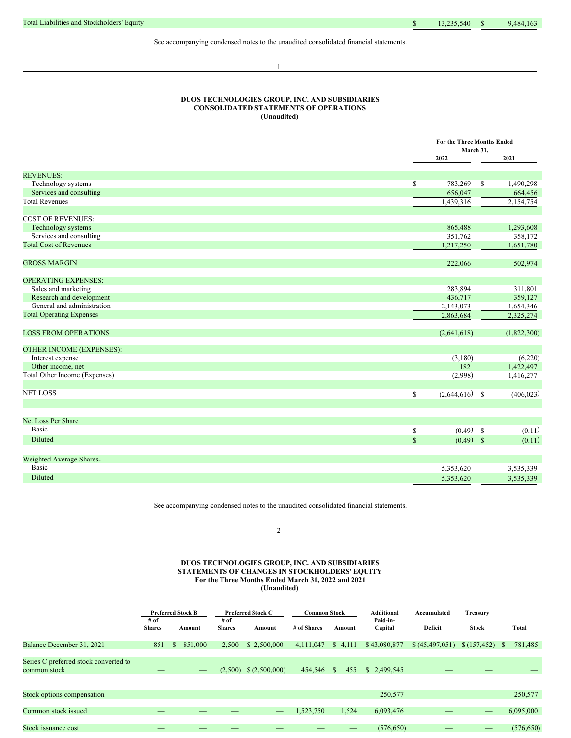| | | |
|---|---|---|
| Total Liabilities and Stockholders' Equity | $ 13,235,540 | $ 9,484,163 |

See accompanying condensed notes to the unaudited consolidated financial statements.

## DUOS TECHNOLOGIES GROUP, INC. AND SUBSIDIARIES
## CONSOLIDATED STATEMENTS OF OPERATIONS
## (Unaudited)

| | For the Three Months Ended March 31, | |
|---|---|---|
| | 2022 | 2021 |
| REVENUES: | | |
| Technology systems | $ 783,269 | $ 1,490,298 |
| Services and consulting | 656,047 | 664,456 |
| Total Revenues | 1,439,316 | 2,154,754 |
| | | |
| COST OF REVENUES: | | |
| Technology systems | 865,488 | 1,293,608 |
| Services and consulting | 351,762 | 358,172 |
| Total Cost of Revenues | 1,217,250 | 1,651,780 |
| | | |
| GROSS MARGIN | 222,066 | 502,974 |
| | | |
| OPERATING EXPENSES: | | |
| Sales and marketing | 283,894 | 311,801 |
| Research and development | 436,717 | 359,127 |
| General and administration | 2,143,073 | 1,654,346 |
| Total Operating Expenses | 2,863,684 | 2,325,274 |
| | | |
| LOSS FROM OPERATIONS | (2,641,618) | (1,822,300) |
| | | |
| OTHER INCOME (EXPENSES): | | |
| Interest expense | (3,180) | (6,220) |
| Other income, net | 182 | 1,422,497 |
| Total Other Income (Expenses) | (2,998) | 1,416,277 |
| | | |
| NET LOSS | $ (2,644,616) | $ (406,023) |
| | | |
| Net Loss Per Share | | |
| Basic | $ (0.49) | $ (0.11) |
| Diluted | $ (0.49) | $ (0.11) |
| | | |
| Weighted Average Shares- | | |
| Basic | 5,353,620 | 3,535,339 |
| Diluted | 5,353,620 | 3,535,339 |

See accompanying condensed notes to the unaudited consolidated financial statements.

## DUOS TECHNOLOGIES GROUP, INC. AND SUBSIDIARIES
## STATEMENTS OF CHANGES IN STOCKHOLDERS' EQUITY
## For the Three Months Ended March 31, 2022 and 2021
## (Unaudited)

| | Preferred Stock B | | Preferred Stock C | | Common Stock | | Additional Paid-in-Capital | Accumulated Deficit | Treasury Stock | Total |
|---|---|---|---|---|---|---|---|---|---|---|
| | # of Shares | Amount | # of Shares | Amount | # of Shares | Amount | | | | |
| Balance December 31, 2021 | 851 | $ 851,000 | 2,500 | $ 2,500,000 | 4,111,047 | $ 4,111 | $ 43,080,877 | $ (45,497,051) | $ (157,452) | $ 781,485 |
| Series C preferred stock converted to common stock | — | — | (2,500) | $ (2,500,000) | 454,546 | $ 455 | $ 2,499,545 | — | — | — |
| Stock options compensation | — | — | — | — | — | — | 250,577 | — | — | 250,577 |
| Common stock issued | — | — | — | — | 1,523,750 | 1,524 | 6,093,476 | — | — | 6,095,000 |
| Stock issuance cost | — | — | — | — | — | — | (576,650) | — | — | (576,650) |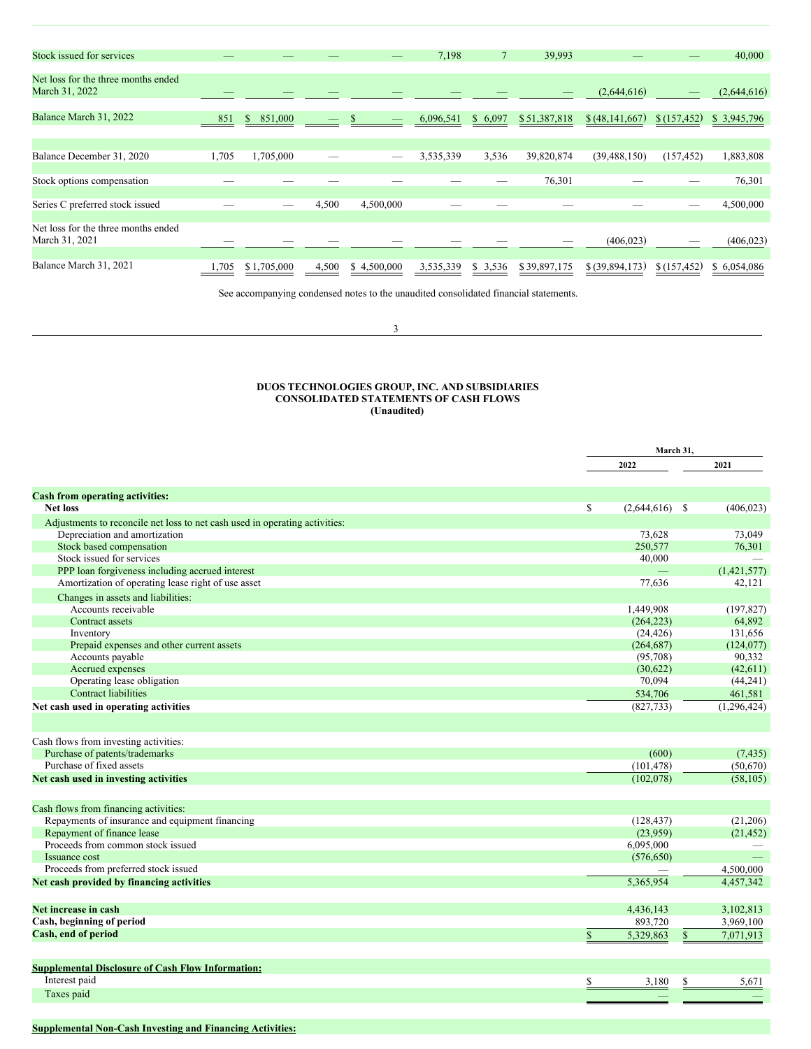| | | | | | | | | | | |
|---|---|---|---|---|---|---|---|---|---|---|
| Stock issued for services | — | — | — | — | 7,198 | 7 | 39,993 | — | — | 40,000 |
| Net loss for the three months ended March 31, 2022 | — | — | — | — | — | — | — | (2,644,616) | — | (2,644,616) |
| Balance March 31, 2022 | 851 | $ 851,000 | — | $ — | 6,096,541 | $ 6,097 | $ 51,387,818 | $ (48,141,667) | $ (157,452) | $ 3,945,796 |
| | | | | | | | | | | |
| Balance December 31, 2020 | 1,705 | 1,705,000 | — | — | 3,535,339 | 3,536 | 39,820,874 | (39,488,150) | (157,452) | 1,883,808 |
| Stock options compensation | — | — | — | — | — | — | 76,301 | — | — | 76,301 |
| Series C preferred stock issued | — | — | 4,500 | 4,500,000 | — | — | — | — | — | 4,500,000 |
| Net loss for the three months ended March 31, 2021 | — | — | — | — | — | — | — | (406,023) | — | (406,023) |
| Balance March 31, 2021 | 1,705 | $ 1,705,000 | 4,500 | $ 4,500,000 | 3,535,339 | $ 3,536 | $ 39,897,175 | $ (39,894,173) | $ (157,452) | $ 6,054,086 |

See accompanying condensed notes to the unaudited consolidated financial statements.

# DUOS TECHNOLOGIES GROUP, INC. AND SUBSIDIARIES
## CONSOLIDATED STATEMENTS OF CASH FLOWS
### (Unaudited)

| | March 31, 2022 | March 31, 2021 |
|---|---|---|
| **Cash from operating activities:** | | |
| **Net loss** | $ (2,644,616) | $ (406,023) |
| Adjustments to reconcile net loss to net cash used in operating activities: | | |
| Depreciation and amortization | 73,628 | 73,049 |
| Stock based compensation | 250,577 | 76,301 |
| Stock issued for services | 40,000 | — |
| PPP loan forgiveness including accrued interest | — | (1,421,577) |
| Amortization of operating lease right of use asset | 77,636 | 42,121 |
| Changes in assets and liabilities: | | |
| Accounts receivable | 1,449,908 | (197,827) |
| Contract assets | (264,223) | 64,892 |
| Inventory | (24,426) | 131,656 |
| Prepaid expenses and other current assets | (264,687) | (124,077) |
| Accounts payable | (95,708) | 90,332 |
| Accrued expenses | (30,622) | (42,611) |
| Operating lease obligation | 70,094 | (44,241) |
| Contract liabilities | 534,706 | 461,581 |
| **Net cash used in operating activities** | (827,733) | (1,296,424) |
| | | |
| Cash flows from investing activities: | | |
| Purchase of patents/trademarks | (600) | (7,435) |
| Purchase of fixed assets | (101,478) | (50,670) |
| **Net cash used in investing activities** | (102,078) | (58,105) |
| | | |
| Cash flows from financing activities: | | |
| Repayments of insurance and equipment financing | (128,437) | (21,206) |
| Repayment of finance lease | (23,959) | (21,452) |
| Proceeds from common stock issued | 6,095,000 | — |
| Issuance cost | (576,650) | — |
| Proceeds from preferred stock issued | — | 4,500,000 |
| **Net cash provided by financing activities** | 5,365,954 | 4,457,342 |
| | | |
| **Net increase in cash** | 4,436,143 | 3,102,813 |
| **Cash, beginning of period** | 893,720 | 3,969,100 |
| **Cash, end of period** | $ 5,329,863 | $ 7,071,913 |
| | | |
| **Supplemental Disclosure of Cash Flow Information:** | | |
| Interest paid | $ 3,180 | $ 5,671 |
| Taxes paid | — | — |
| | | |
| **Supplemental Non-Cash Investing and Financing Activities:** | | |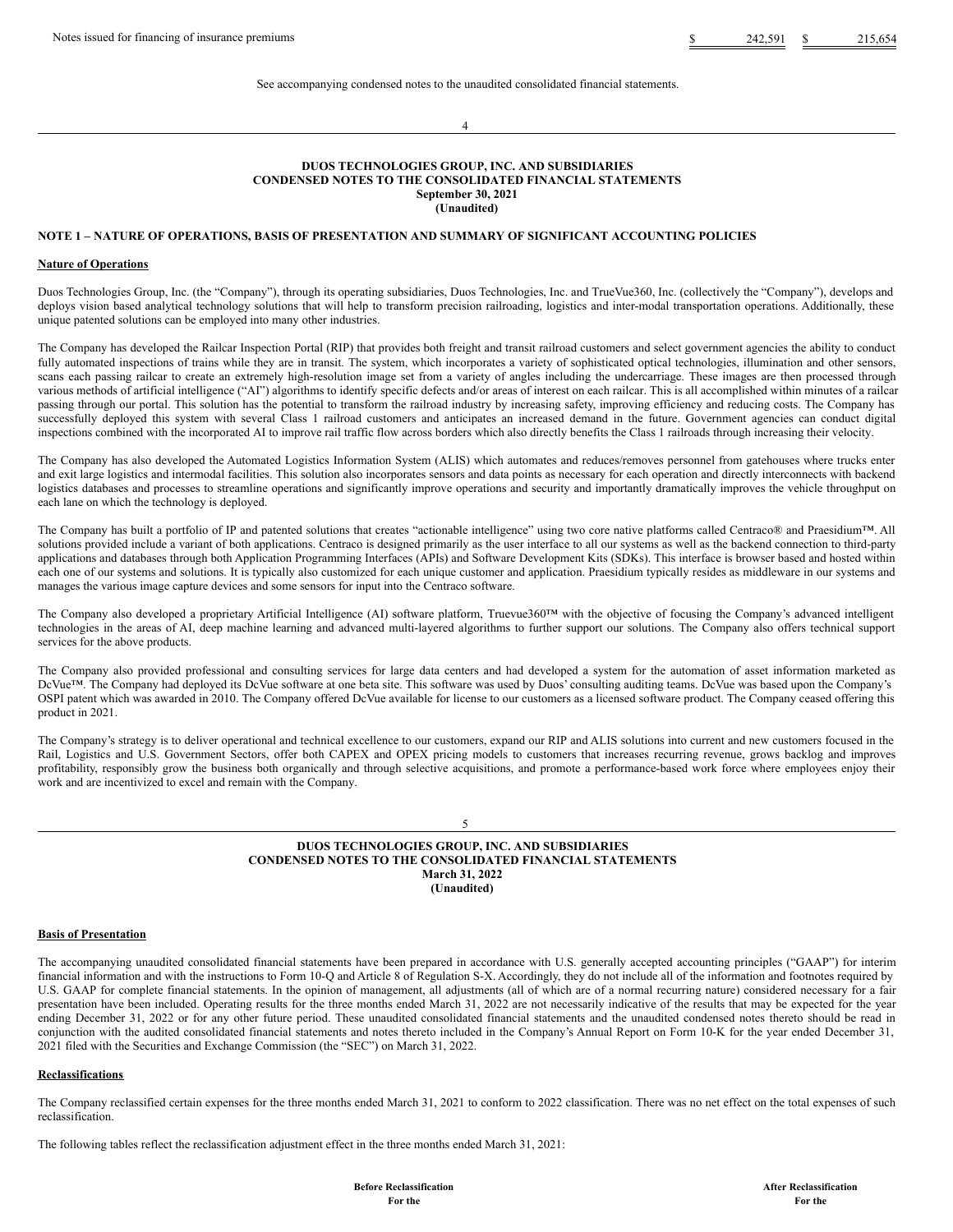| Notes issued for financing of insurance premiums | $ | 242,591 | $ | 215,654 |
|---|---|---|---|---|

See accompanying condensed notes to the unaudited consolidated financial statements.

**DUOS TECHNOLOGIES GROUP, INC. AND SUBSIDIARIES**
**CONDENSED NOTES TO THE CONSOLIDATED FINANCIAL STATEMENTS**
**September 30, 2021**
**(Unaudited)**

## NOTE 1 – NATURE OF OPERATIONS, BASIS OF PRESENTATION AND SUMMARY OF SIGNIFICANT ACCOUNTING POLICIES

### Nature of Operations

Duos Technologies Group, Inc. (the "Company"), through its operating subsidiaries, Duos Technologies, Inc. and TrueVue360, Inc. (collectively the "Company"), develops and deploys vision based analytical technology solutions that will help to transform precision railroading, logistics and inter-modal transportation operations. Additionally, these unique patented solutions can be employed into many other industries.

The Company has developed the Railcar Inspection Portal (RIP) that provides both freight and transit railroad customers and select government agencies the ability to conduct fully automated inspections of trains while they are in transit. The system, which incorporates a variety of sophisticated optical technologies, illumination and other sensors, scans each passing railcar to create an extremely high-resolution image set from a variety of angles including the undercarriage. These images are then processed through various methods of artificial intelligence ("AI") algorithms to identify specific defects and/or areas of interest on each railcar. This is all accomplished within minutes of a railcar passing through our portal. This solution has the potential to transform the railroad industry by increasing safety, improving efficiency and reducing costs. The Company has successfully deployed this system with several Class 1 railroad customers and anticipates an increased demand in the future. Government agencies can conduct digital inspections combined with the incorporated AI to improve rail traffic flow across borders which also directly benefits the Class 1 railroads through increasing their velocity.

The Company has also developed the Automated Logistics Information System (ALIS) which automates and reduces/removes personnel from gatehouses where trucks enter and exit large logistics and intermodal facilities. This solution also incorporates sensors and data points as necessary for each operation and directly interconnects with backend logistics databases and processes to streamline operations and significantly improve operations and security and importantly dramatically improves the vehicle throughput on each lane on which the technology is deployed.

The Company has built a portfolio of IP and patented solutions that creates "actionable intelligence" using two core native platforms called Centraco® and Praesidium™. All solutions provided include a variant of both applications. Centraco is designed primarily as the user interface to all our systems as well as the backend connection to third-party applications and databases through both Application Programming Interfaces (APIs) and Software Development Kits (SDKs). This interface is browser based and hosted within each one of our systems and solutions. It is typically also customized for each unique customer and application. Praesidium typically resides as middleware in our systems and manages the various image capture devices and some sensors for input into the Centraco software.

The Company also developed a proprietary Artificial Intelligence (AI) software platform, Truevue360™ with the objective of focusing the Company's advanced intelligent technologies in the areas of AI, deep machine learning and advanced multi-layered algorithms to further support our solutions. The Company also offers technical support services for the above products.

The Company also provided professional and consulting services for large data centers and had developed a system for the automation of asset information marketed as DcVue™. The Company had deployed its DcVue software at one beta site. This software was used by Duos' consulting auditing teams. DcVue was based upon the Company's OSPI patent which was awarded in 2010. The Company offered DcVue available for license to our customers as a licensed software product. The Company ceased offering this product in 2021.

The Company's strategy is to deliver operational and technical excellence to our customers, expand our RIP and ALIS solutions into current and new customers focused in the Rail, Logistics and U.S. Government Sectors, offer both CAPEX and OPEX pricing models to customers that increases recurring revenue, grows backlog and improves profitability, responsibly grow the business both organically and through selective acquisitions, and promote a performance-based work force where employees enjoy their work and are incentivized to excel and remain with the Company.

**DUOS TECHNOLOGIES GROUP, INC. AND SUBSIDIARIES**
**CONDENSED NOTES TO THE CONSOLIDATED FINANCIAL STATEMENTS**
**March 31, 2022**
**(Unaudited)**

### Basis of Presentation

The accompanying unaudited consolidated financial statements have been prepared in accordance with U.S. generally accepted accounting principles ("GAAP") for interim financial information and with the instructions to Form 10-Q and Article 8 of Regulation S-X. Accordingly, they do not include all of the information and footnotes required by U.S. GAAP for complete financial statements. In the opinion of management, all adjustments (all of which are of a normal recurring nature) considered necessary for a fair presentation have been included. Operating results for the three months ended March 31, 2022 are not necessarily indicative of the results that may be expected for the year ending December 31, 2022 or for any other future period. These unaudited consolidated financial statements and the unaudited condensed notes thereto should be read in conjunction with the audited consolidated financial statements and notes thereto included in the Company's Annual Report on Form 10-K for the year ended December 31, 2021 filed with the Securities and Exchange Commission (the "SEC") on March 31, 2022.

### Reclassifications

The Company reclassified certain expenses for the three months ended March 31, 2021 to conform to 2022 classification. There was no net effect on the total expenses of such reclassification.

The following tables reflect the reclassification adjustment effect in the three months ended March 31, 2021:

| | Before Reclassification For the | After Reclassification For the |
|---|---|---|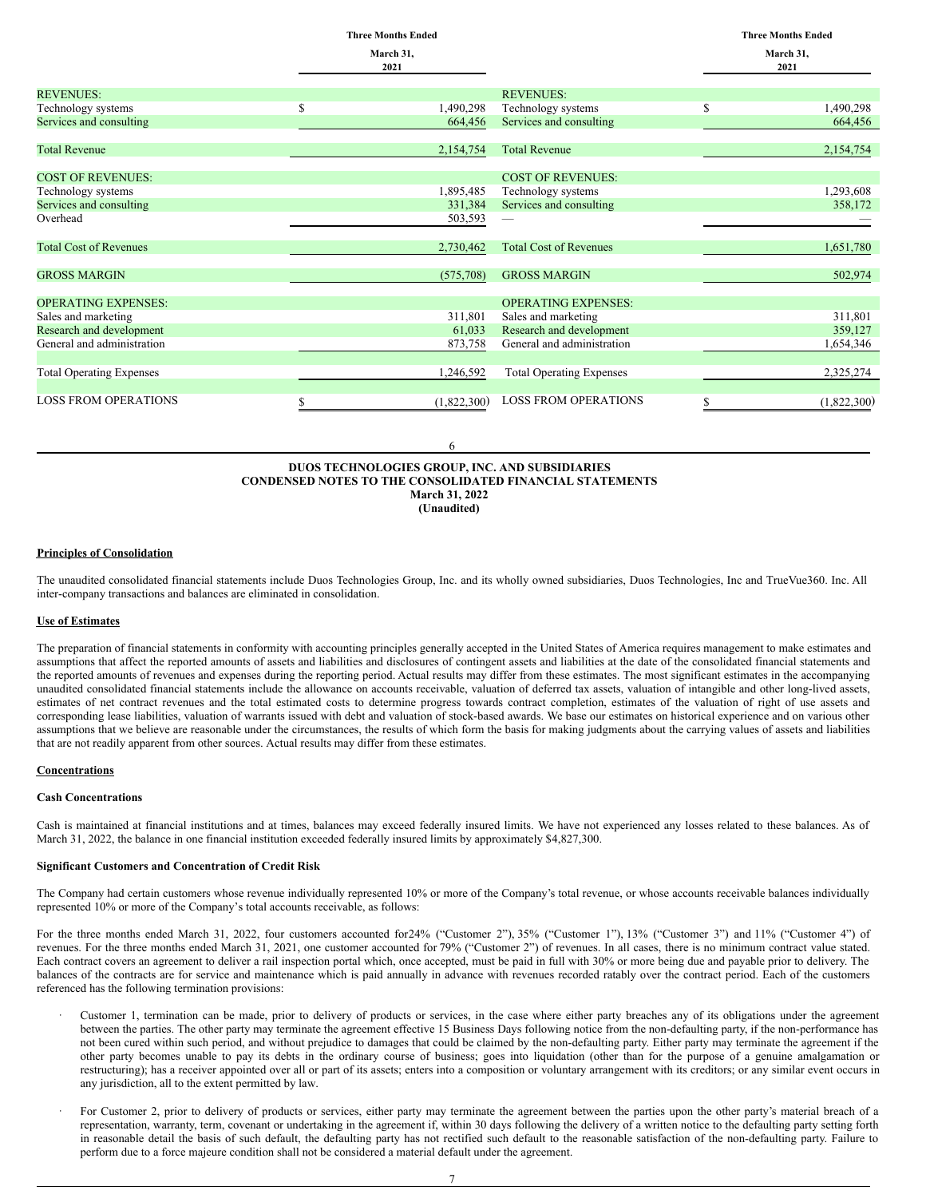| | Three Months Ended March 31, 2021 | | Three Months Ended March 31, 2021 |
|---|---|---|---|
| REVENUES: | | REVENUES: | |
| Technology systems | $ 1,490,298 | Technology systems | $ 1,490,298 |
| Services and consulting | 664,456 | Services and consulting | 664,456 |
| Total Revenue | 2,154,754 | Total Revenue | 2,154,754 |
| COST OF REVENUES: | | COST OF REVENUES: | |
| Technology systems | 1,895,485 | Technology systems | 1,293,608 |
| Services and consulting | 331,384 | Services and consulting | 358,172 |
| Overhead | 503,593 | — | — |
| Total Cost of Revenues | 2,730,462 | Total Cost of Revenues | 1,651,780 |
| GROSS MARGIN | (575,708) | GROSS MARGIN | 502,974 |
| OPERATING EXPENSES: | | OPERATING EXPENSES: | |
| Sales and marketing | 311,801 | Sales and marketing | 311,801 |
| Research and development | 61,033 | Research and development | 359,127 |
| General and administration | 873,758 | General and administration | 1,654,346 |
| Total Operating Expenses | 1,246,592 | Total Operating Expenses | 2,325,274 |
| LOSS FROM OPERATIONS | $ (1,822,300) | LOSS FROM OPERATIONS | $ (1,822,300) |

**DUOS TECHNOLOGIES GROUP, INC. AND SUBSIDIARIES**
**CONDENSED NOTES TO THE CONSOLIDATED FINANCIAL STATEMENTS**
**March 31, 2022**
**(Unaudited)**

**Principles of Consolidation**

The unaudited consolidated financial statements include Duos Technologies Group, Inc. and its wholly owned subsidiaries, Duos Technologies, Inc and TrueVue360. Inc. All inter-company transactions and balances are eliminated in consolidation.

**Use of Estimates**

The preparation of financial statements in conformity with accounting principles generally accepted in the United States of America requires management to make estimates and assumptions that affect the reported amounts of assets and liabilities and disclosures of contingent assets and liabilities at the date of the consolidated financial statements and the reported amounts of revenues and expenses during the reporting period. Actual results may differ from these estimates. The most significant estimates in the accompanying unaudited consolidated financial statements include the allowance on accounts receivable, valuation of deferred tax assets, valuation of intangible and other long-lived assets, estimates of net contract revenues and the total estimated costs to determine progress towards contract completion, estimates of the valuation of right of use assets and corresponding lease liabilities, valuation of warrants issued with debt and valuation of stock-based awards. We base our estimates on historical experience and on various other assumptions that we believe are reasonable under the circumstances, the results of which form the basis for making judgments about the carrying values of assets and liabilities that are not readily apparent from other sources. Actual results may differ from these estimates.

**Concentrations**

**Cash Concentrations**

Cash is maintained at financial institutions and at times, balances may exceed federally insured limits. We have not experienced any losses related to these balances. As of March 31, 2022, the balance in one financial institution exceeded federally insured limits by approximately $4,827,300.

**Significant Customers and Concentration of Credit Risk**

The Company had certain customers whose revenue individually represented 10% or more of the Company's total revenue, or whose accounts receivable balances individually represented 10% or more of the Company's total accounts receivable, as follows:

For the three months ended March 31, 2022, four customers accounted for24% ("Customer 2"), 35% ("Customer 1"), 13% ("Customer 3") and 11% ("Customer 4") of revenues. For the three months ended March 31, 2021, one customer accounted for 79% ("Customer 2") of revenues. In all cases, there is no minimum contract value stated. Each contract covers an agreement to deliver a rail inspection portal which, once accepted, must be paid in full with 30% or more being due and payable prior to delivery. The balances of the contracts are for service and maintenance which is paid annually in advance with revenues recorded ratably over the contract period. Each of the customers referenced has the following termination provisions:

- Customer 1, termination can be made, prior to delivery of products or services, in the case where either party breaches any of its obligations under the agreement between the parties. The other party may terminate the agreement effective 15 Business Days following notice from the non-defaulting party, if the non-performance has not been cured within such period, and without prejudice to damages that could be claimed by the non-defaulting party. Either party may terminate the agreement if the other party becomes unable to pay its debts in the ordinary course of business; goes into liquidation (other than for the purpose of a genuine amalgamation or restructuring); has a receiver appointed over all or part of its assets; enters into a composition or voluntary arrangement with its creditors; or any similar event occurs in any jurisdiction, all to the extent permitted by law.

- For Customer 2, prior to delivery of products or services, either party may terminate the agreement between the parties upon the other party's material breach of a representation, warranty, term, covenant or undertaking in the agreement if, within 30 days following the delivery of a written notice to the defaulting party setting forth in reasonable detail the basis of such default, the defaulting party has not rectified such default to the reasonable satisfaction of the non-defaulting party. Failure to perform due to a force majeure condition shall not be considered a material default under the agreement.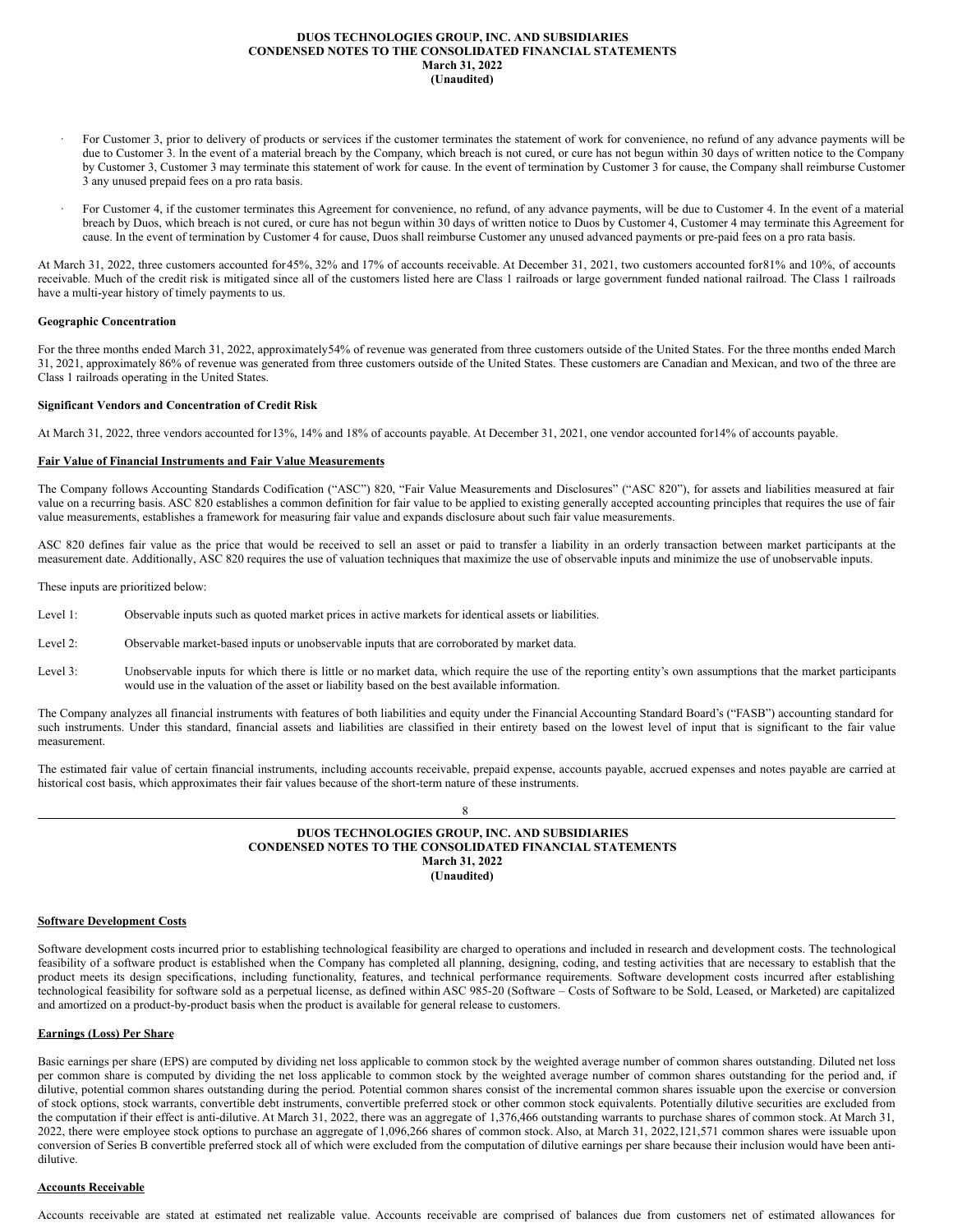- For Customer 3, prior to delivery of products or services if the customer terminates the statement of work for convenience, no refund of any advance payments will be due to Customer 3. In the event of a material breach by the Company, which breach is not cured, or cure has not begun within 30 days of written notice to the Company by Customer 3, Customer 3 may terminate this statement of work for cause. In the event of termination by Customer 3 for cause, the Company shall reimburse Customer 3 any unused prepaid fees on a pro rata basis.

- For Customer 4, if the customer terminates this Agreement for convenience, no refund, of any advance payments, will be due to Customer 4. In the event of a material breach by Duos, which breach is not cured, or cure has not begun within 30 days of written notice to Duos by Customer 4, Customer 4 may terminate this Agreement for cause. In the event of termination by Customer 4 for cause, Duos shall reimburse Customer any unused advanced payments or pre-paid fees on a pro rata basis.

At March 31, 2022, three customers accounted for45%, 32% and 17% of accounts receivable. At December 31, 2021, two customers accounted for81% and 10%, of accounts receivable. Much of the credit risk is mitigated since all of the customers listed here are Class 1 railroads or large government funded national railroad. The Class 1 railroads have a multi-year history of timely payments to us.

**Geographic Concentration**

For the three months ended March 31, 2022, approximately54% of revenue was generated from three customers outside of the United States. For the three months ended March 31, 2021, approximately 86% of revenue was generated from three customers outside of the United States. These customers are Canadian and Mexican, and two of the three are Class 1 railroads operating in the United States.

**Significant Vendors and Concentration of Credit Risk**

At March 31, 2022, three vendors accounted for13%, 14% and 18% of accounts payable. At December 31, 2021, one vendor accounted for14% of accounts payable.

**Fair Value of Financial Instruments and Fair Value Measurements**

The Company follows Accounting Standards Codification ("ASC") 820, "Fair Value Measurements and Disclosures" ("ASC 820"), for assets and liabilities measured at fair value on a recurring basis. ASC 820 establishes a common definition for fair value to be applied to existing generally accepted accounting principles that requires the use of fair value measurements, establishes a framework for measuring fair value and expands disclosure about such fair value measurements.

ASC 820 defines fair value as the price that would be received to sell an asset or paid to transfer a liability in an orderly transaction between market participants at the measurement date. Additionally, ASC 820 requires the use of valuation techniques that maximize the use of observable inputs and minimize the use of unobservable inputs.

These inputs are prioritized below:

Level 1: Observable inputs such as quoted market prices in active markets for identical assets or liabilities.

Level 2: Observable market-based inputs or unobservable inputs that are corroborated by market data.

Level 3: Unobservable inputs for which there is little or no market data, which require the use of the reporting entity's own assumptions that the market participants would use in the valuation of the asset or liability based on the best available information.

The Company analyzes all financial instruments with features of both liabilities and equity under the Financial Accounting Standard Board's ("FASB") accounting standard for such instruments. Under this standard, financial assets and liabilities are classified in their entirety based on the lowest level of input that is significant to the fair value measurement.

The estimated fair value of certain financial instruments, including accounts receivable, prepaid expense, accounts payable, accrued expenses and notes payable are carried at historical cost basis, which approximates their fair values because of the short-term nature of these instruments.

**Software Development Costs**

Software development costs incurred prior to establishing technological feasibility are charged to operations and included in research and development costs. The technological feasibility of a software product is established when the Company has completed all planning, designing, coding, and testing activities that are necessary to establish that the product meets its design specifications, including functionality, features, and technical performance requirements. Software development costs incurred after establishing technological feasibility for software sold as a perpetual license, as defined within ASC 985-20 (Software – Costs of Software to be Sold, Leased, or Marketed) are capitalized and amortized on a product-by-product basis when the product is available for general release to customers.

**Earnings (Loss) Per Share**

Basic earnings per share (EPS) are computed by dividing net loss applicable to common stock by the weighted average number of common shares outstanding. Diluted net loss per common share is computed by dividing the net loss applicable to common stock by the weighted average number of common shares outstanding for the period and, if dilutive, potential common shares outstanding during the period. Potential common shares consist of the incremental common shares issuable upon the exercise or conversion of stock options, stock warrants, convertible debt instruments, convertible preferred stock or other common stock equivalents. Potentially dilutive securities are excluded from the computation if their effect is anti-dilutive. At March 31, 2022, there was an aggregate of 1,376,466 outstanding warrants to purchase shares of common stock. At March 31, 2022, there were employee stock options to purchase an aggregate of 1,096,266 shares of common stock. Also, at March 31, 2022,121,571 common shares were issuable upon conversion of Series B convertible preferred stock all of which were excluded from the computation of dilutive earnings per share because their inclusion would have been anti-dilutive.

**Accounts Receivable**

Accounts receivable are stated at estimated net realizable value. Accounts receivable are comprised of balances due from customers net of estimated allowances for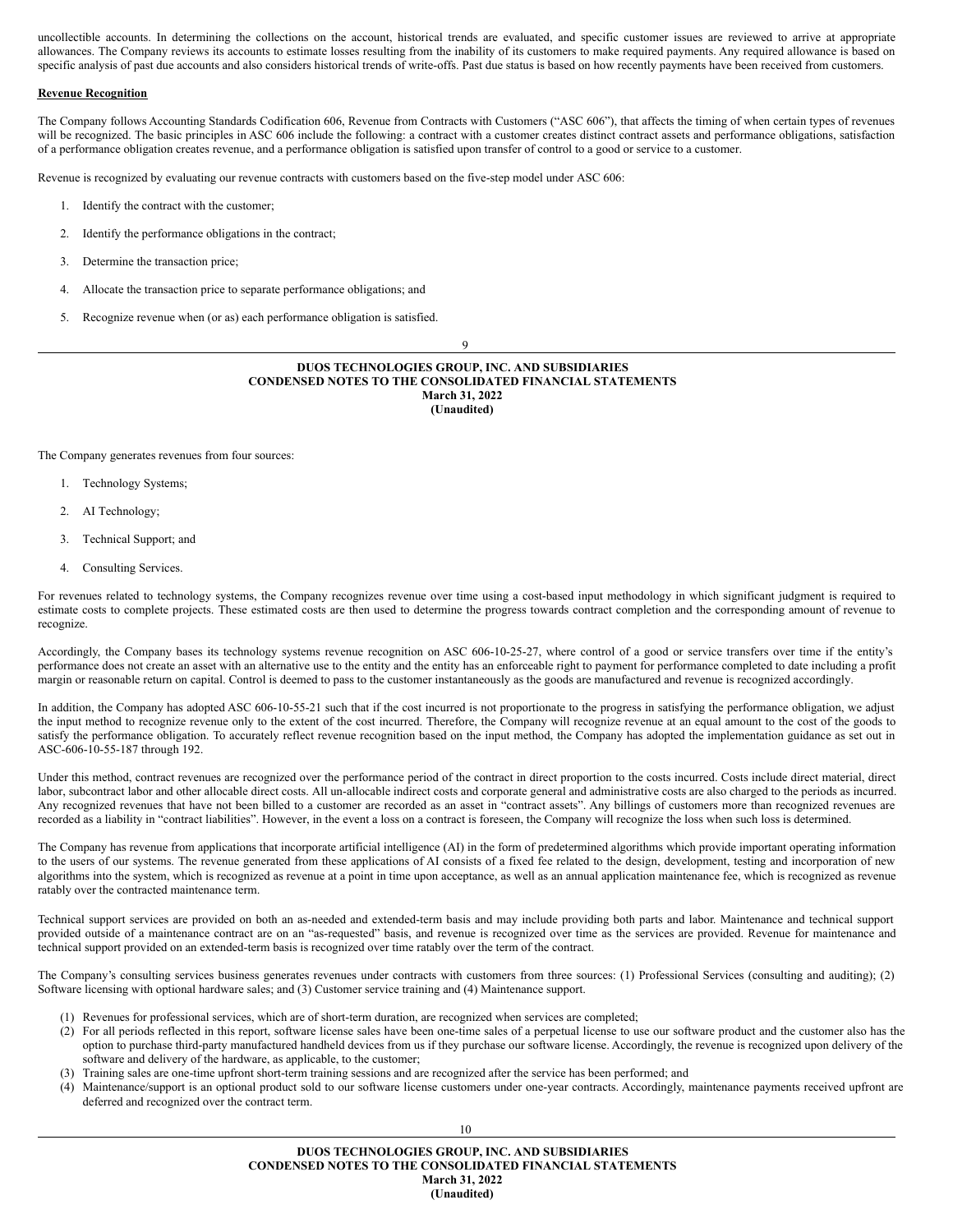uncollectible accounts. In determining the collections on the account, historical trends are evaluated, and specific customer issues are reviewed to arrive at appropriate allowances. The Company reviews its accounts to estimate losses resulting from the inability of its customers to make required payments. Any required allowance is based on specific analysis of past due accounts and also considers historical trends of write-offs. Past due status is based on how recently payments have been received from customers.

**Revenue Recognition**

The Company follows Accounting Standards Codification 606, Revenue from Contracts with Customers ("ASC 606"), that affects the timing of when certain types of revenues will be recognized. The basic principles in ASC 606 include the following: a contract with a customer creates distinct contract assets and performance obligations, satisfaction of a performance obligation creates revenue, and a performance obligation is satisfied upon transfer of control to a good or service to a customer.

Revenue is recognized by evaluating our revenue contracts with customers based on the five-step model under ASC 606:

1. Identify the contract with the customer;
2. Identify the performance obligations in the contract;
3. Determine the transaction price;
4. Allocate the transaction price to separate performance obligations; and
5. Recognize revenue when (or as) each performance obligation is satisfied.

The Company generates revenues from four sources:

1. Technology Systems;
2. AI Technology;
3. Technical Support; and
4. Consulting Services.

For revenues related to technology systems, the Company recognizes revenue over time using a cost-based input methodology in which significant judgment is required to estimate costs to complete projects. These estimated costs are then used to determine the progress towards contract completion and the corresponding amount of revenue to recognize.

Accordingly, the Company bases its technology systems revenue recognition on ASC 606-10-25-27, where control of a good or service transfers over time if the entity's performance does not create an asset with an alternative use to the entity and the entity has an enforceable right to payment for performance completed to date including a profit margin or reasonable return on capital. Control is deemed to pass to the customer instantaneously as the goods are manufactured and revenue is recognized accordingly.

In addition, the Company has adopted ASC 606-10-55-21 such that if the cost incurred is not proportionate to the progress in satisfying the performance obligation, we adjust the input method to recognize revenue only to the extent of the cost incurred. Therefore, the Company will recognize revenue at an equal amount to the cost of the goods to satisfy the performance obligation. To accurately reflect revenue recognition based on the input method, the Company has adopted the implementation guidance as set out in ASC-606-10-55-187 through 192.

Under this method, contract revenues are recognized over the performance period of the contract in direct proportion to the costs incurred. Costs include direct material, direct labor, subcontract labor and other allocable direct costs. All un-allocable indirect costs and corporate general and administrative costs are also charged to the periods as incurred. Any recognized revenues that have not been billed to a customer are recorded as an asset in "contract assets". Any billings of customers more than recognized revenues are recorded as a liability in "contract liabilities". However, in the event a loss on a contract is foreseen, the Company will recognize the loss when such loss is determined.

The Company has revenue from applications that incorporate artificial intelligence (AI) in the form of predetermined algorithms which provide important operating information to the users of our systems. The revenue generated from these applications of AI consists of a fixed fee related to the design, development, testing and incorporation of new algorithms into the system, which is recognized as revenue at a point in time upon acceptance, as well as an annual application maintenance fee, which is recognized as revenue ratably over the contracted maintenance term.

Technical support services are provided on both an as-needed and extended-term basis and may include providing both parts and labor. Maintenance and technical support provided outside of a maintenance contract are on an "as-requested" basis, and revenue is recognized over time as the services are provided. Revenue for maintenance and technical support provided on an extended-term basis is recognized over time ratably over the term of the contract.

The Company's consulting services business generates revenues under contracts with customers from three sources: (1) Professional Services (consulting and auditing); (2) Software licensing with optional hardware sales; and (3) Customer service training and (4) Maintenance support.

(1) Revenues for professional services, which are of short-term duration, are recognized when services are completed;
(2) For all periods reflected in this report, software license sales have been one-time sales of a perpetual license to use our software product and the customer also has the option to purchase third-party manufactured handheld devices from us if they purchase our software license. Accordingly, the revenue is recognized upon delivery of the software and delivery of the hardware, as applicable, to the customer;
(3) Training sales are one-time upfront short-term training sessions and are recognized after the service has been performed; and
(4) Maintenance/support is an optional product sold to our software license customers under one-year contracts. Accordingly, maintenance payments received upfront are deferred and recognized over the contract term.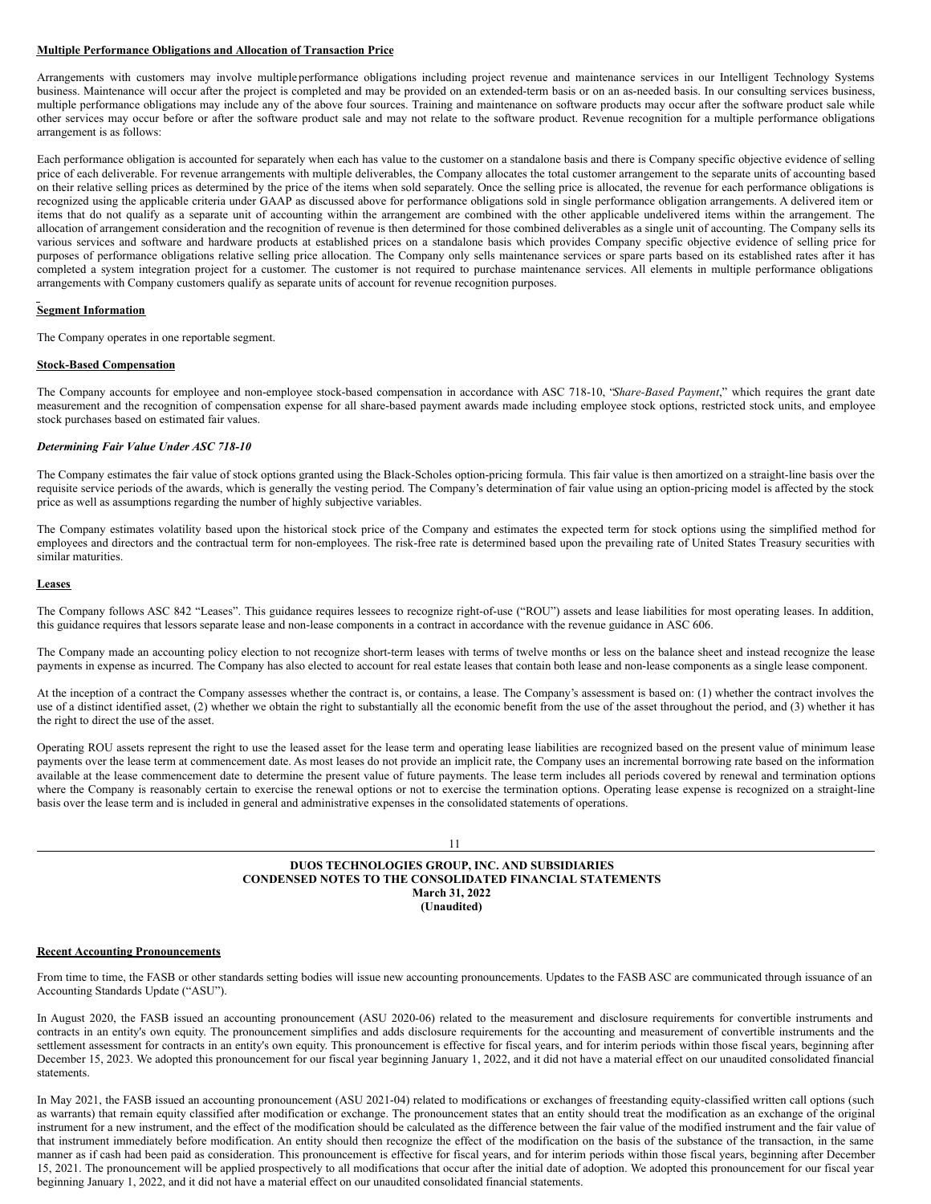**Multiple Performance Obligations and Allocation of Transaction Price**

Arrangements with customers may involve multiple performance obligations including project revenue and maintenance services in our Intelligent Technology Systems business. Maintenance will occur after the project is completed and may be provided on an extended-term basis or on an as-needed basis. In our consulting services business, multiple performance obligations may include any of the above four sources. Training and maintenance on software products may occur after the software product sale while other services may occur before or after the software product sale and may not relate to the software product. Revenue recognition for a multiple performance obligations arrangement is as follows:

Each performance obligation is accounted for separately when each has value to the customer on a standalone basis and there is Company specific objective evidence of selling price of each deliverable. For revenue arrangements with multiple deliverables, the Company allocates the total customer arrangement to the separate units of accounting based on their relative selling prices as determined by the price of the items when sold separately. Once the selling price is allocated, the revenue for each performance obligations is recognized using the applicable criteria under GAAP as discussed above for performance obligations sold in single performance obligation arrangements. A delivered item or items that do not qualify as a separate unit of accounting within the arrangement are combined with the other applicable undelivered items within the arrangement. The allocation of arrangement consideration and the recognition of revenue is then determined for those combined deliverables as a single unit of accounting. The Company sells its various services and software and hardware products at established prices on a standalone basis which provides Company specific objective evidence of selling price for purposes of performance obligations relative selling price allocation. The Company only sells maintenance services or spare parts based on its established rates after it has completed a system integration project for a customer. The customer is not required to purchase maintenance services. All elements in multiple performance obligations arrangements with Company customers qualify as separate units of account for revenue recognition purposes.

**Segment Information**

The Company operates in one reportable segment.

**Stock-Based Compensation**

The Company accounts for employee and non-employee stock-based compensation in accordance with ASC 718-10, "*Share-Based Payment*," which requires the grant date measurement and the recognition of compensation expense for all share-based payment awards made including employee stock options, restricted stock units, and employee stock purchases based on estimated fair values.

***Determining Fair Value Under ASC 718-10***

The Company estimates the fair value of stock options granted using the Black-Scholes option-pricing formula. This fair value is then amortized on a straight-line basis over the requisite service periods of the awards, which is generally the vesting period. The Company's determination of fair value using an option-pricing model is affected by the stock price as well as assumptions regarding the number of highly subjective variables.

The Company estimates volatility based upon the historical stock price of the Company and estimates the expected term for stock options using the simplified method for employees and directors and the contractual term for non-employees. The risk-free rate is determined based upon the prevailing rate of United States Treasury securities with similar maturities.

**Leases**

The Company follows ASC 842 "Leases". This guidance requires lessees to recognize right-of-use ("ROU") assets and lease liabilities for most operating leases. In addition, this guidance requires that lessors separate lease and non-lease components in a contract in accordance with the revenue guidance in ASC 606.

The Company made an accounting policy election to not recognize short-term leases with terms of twelve months or less on the balance sheet and instead recognize the lease payments in expense as incurred. The Company has also elected to account for real estate leases that contain both lease and non-lease components as a single lease component.

At the inception of a contract the Company assesses whether the contract is, or contains, a lease. The Company's assessment is based on: (1) whether the contract involves the use of a distinct identified asset, (2) whether we obtain the right to substantially all the economic benefit from the use of the asset throughout the period, and (3) whether it has the right to direct the use of the asset.

Operating ROU assets represent the right to use the leased asset for the lease term and operating lease liabilities are recognized based on the present value of minimum lease payments over the lease term at commencement date. As most leases do not provide an implicit rate, the Company uses an incremental borrowing rate based on the information available at the lease commencement date to determine the present value of future payments. The lease term includes all periods covered by renewal and termination options where the Company is reasonably certain to exercise the renewal options or not to exercise the termination options. Operating lease expense is recognized on a straight-line basis over the lease term and is included in general and administrative expenses in the consolidated statements of operations.

**Recent Accounting Pronouncements**

From time to time, the FASB or other standards setting bodies will issue new accounting pronouncements. Updates to the FASB ASC are communicated through issuance of an Accounting Standards Update ("ASU").

In August 2020, the FASB issued an accounting pronouncement (ASU 2020-06) related to the measurement and disclosure requirements for convertible instruments and contracts in an entity's own equity. The pronouncement simplifies and adds disclosure requirements for the accounting and measurement of convertible instruments and the settlement assessment for contracts in an entity's own equity. This pronouncement is effective for fiscal years, and for interim periods within those fiscal years, beginning after December 15, 2023. We adopted this pronouncement for our fiscal year beginning January 1, 2022, and it did not have a material effect on our unaudited consolidated financial statements.

In May 2021, the FASB issued an accounting pronouncement (ASU 2021-04) related to modifications or exchanges of freestanding equity-classified written call options (such as warrants) that remain equity classified after modification or exchange. The pronouncement states that an entity should treat the modification as an exchange of the original instrument for a new instrument, and the effect of the modification should be calculated as the difference between the fair value of the modified instrument and the fair value of that instrument immediately before modification. An entity should then recognize the effect of the modification on the basis of the substance of the transaction, in the same manner as if cash had been paid as consideration. This pronouncement is effective for fiscal years, and for interim periods within those fiscal years, beginning after December 15, 2021. The pronouncement will be applied prospectively to all modifications that occur after the initial date of adoption. We adopted this pronouncement for our fiscal year beginning January 1, 2022, and it did not have a material effect on our unaudited consolidated financial statements.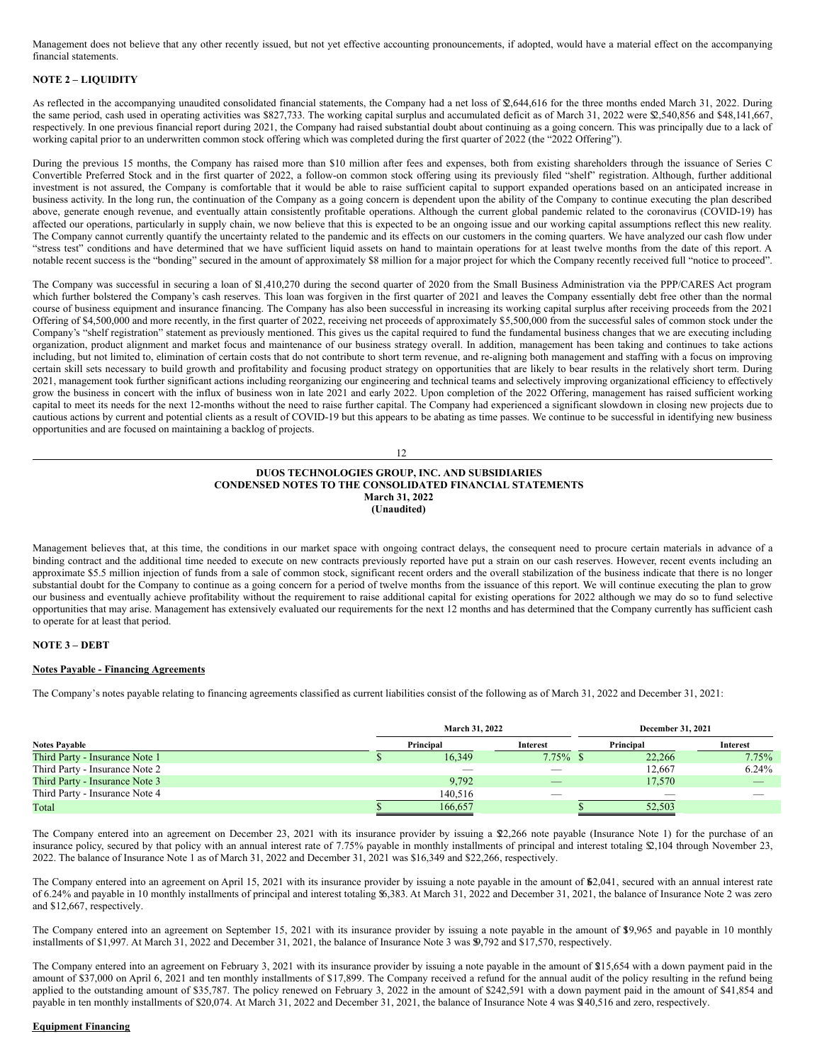Management does not believe that any other recently issued, but not yet effective accounting pronouncements, if adopted, would have a material effect on the accompanying financial statements.

**NOTE 2 – LIQUIDITY**

As reflected in the accompanying unaudited consolidated financial statements, the Company had a net loss of $2,644,616 for the three months ended March 31, 2022. During the same period, cash used in operating activities was $827,733. The working capital surplus and accumulated deficit as of March 31, 2022 were $2,540,856 and $48,141,667, respectively. In one previous financial report during 2021, the Company had raised substantial doubt about continuing as a going concern. This was principally due to a lack of working capital prior to an underwritten common stock offering which was completed during the first quarter of 2022 (the "2022 Offering").

During the previous 15 months, the Company has raised more than $10 million after fees and expenses, both from existing shareholders through the issuance of Series C Convertible Preferred Stock and in the first quarter of 2022, a follow-on common stock offering using its previously filed "shelf" registration. Although, further additional investment is not assured, the Company is comfortable that it would be able to raise sufficient capital to support expanded operations based on an anticipated increase in business activity. In the long run, the continuation of the Company as a going concern is dependent upon the ability of the Company to continue executing the plan described above, generate enough revenue, and eventually attain consistently profitable operations. Although the current global pandemic related to the coronavirus (COVID-19) has affected our operations, particularly in supply chain, we now believe that this is expected to be an ongoing issue and our working capital assumptions reflect this new reality. The Company cannot currently quantify the uncertainty related to the pandemic and its effects on our customers in the coming quarters. We have analyzed our cash flow under "stress test" conditions and have determined that we have sufficient liquid assets on hand to maintain operations for at least twelve months from the date of this report. A notable recent success is the "bonding" secured in the amount of approximately $8 million for a major project for which the Company recently received full "notice to proceed".

The Company was successful in securing a loan of $1,410,270 during the second quarter of 2020 from the Small Business Administration via the PPP/CARES Act program which further bolstered the Company's cash reserves. This loan was forgiven in the first quarter of 2021 and leaves the Company essentially debt free other than the normal course of business equipment and insurance financing. The Company has also been successful in increasing its working capital surplus after receiving proceeds from the 2021 Offering of $4,500,000 and more recently, in the first quarter of 2022, receiving net proceeds of approximately $5,500,000 from the successful sales of common stock under the Company's "shelf registration" statement as previously mentioned. This gives us the capital required to fund the fundamental business changes that we are executing including organization, product alignment and market focus and maintenance of our business strategy overall. In addition, management has been taking and continues to take actions including, but not limited to, elimination of certain costs that do not contribute to short term revenue, and re-aligning both management and staffing with a focus on improving certain skill sets necessary to build growth and profitability and focusing product strategy on opportunities that are likely to bear results in the relatively short term. During 2021, management took further significant actions including reorganizing our engineering and technical teams and selectively improving organizational efficiency to effectively grow the business in concert with the influx of business won in late 2021 and early 2022. Upon completion of the 2022 Offering, management has raised sufficient working capital to meet its needs for the next 12-months without the need to raise further capital. The Company had experienced a significant slowdown in closing new projects due to cautious actions by current and potential clients as a result of COVID-19 but this appears to be abating as time passes. We continue to be successful in identifying new business opportunities and are focused on maintaining a backlog of projects.

Management believes that, at this time, the conditions in our market space with ongoing contract delays, the consequent need to procure certain materials in advance of a binding contract and the additional time needed to execute on new contracts previously reported have put a strain on our cash reserves. However, recent events including an approximate $5.5 million injection of funds from a sale of common stock, significant recent orders and the overall stabilization of the business indicate that there is no longer substantial doubt for the Company to continue as a going concern for a period of twelve months from the issuance of this report. We will continue executing the plan to grow our business and eventually achieve profitability without the requirement to raise additional capital for existing operations for 2022 although we may do so to fund selective opportunities that may arise. Management has extensively evaluated our requirements for the next 12 months and has determined that the Company currently has sufficient cash to operate for at least that period.

**NOTE 3 – DEBT**

**Notes Payable - Financing Agreements**

The Company's notes payable relating to financing agreements classified as current liabilities consist of the following as of March 31, 2022 and December 31, 2021:

| | March 31, 2022 | | December 31, 2021 | |
|---|---|---|---|---|
| **Notes Payable** | **Principal** | **Interest** | **Principal** | **Interest** |
| Third Party - Insurance Note 1 | $ 16,349 | 7.75% | $ 22,266 | 7.75% |
| Third Party - Insurance Note 2 | — | — | 12,667 | 6.24% |
| Third Party - Insurance Note 3 | 9,792 | — | 17,570 | — |
| Third Party - Insurance Note 4 | 140,516 | — | — | — |
| Total | $ 166,657 | | $ 52,503 | |

The Company entered into an agreement on December 23, 2021 with its insurance provider by issuing a $22,266 note payable (Insurance Note 1) for the purchase of an insurance policy, secured by that policy with an annual interest rate of 7.75% payable in monthly installments of principal and interest totaling $2,104 through November 23, 2022. The balance of Insurance Note 1 as of March 31, 2022 and December 31, 2021 was $16,349 and $22,266, respectively.

The Company entered into an agreement on April 15, 2021 with its insurance provider by issuing a note payable in the amount of $62,041, secured with an annual interest rate of 6.24% and payable in 10 monthly installments of principal and interest totaling $6,383. At March 31, 2022 and December 31, 2021, the balance of Insurance Note 2 was zero and $12,667, respectively.

The Company entered into an agreement on September 15, 2021 with its insurance provider by issuing a note payable in the amount of $19,965 and payable in 10 monthly installments of $1,997. At March 31, 2022 and December 31, 2021, the balance of Insurance Note 3 was $9,792 and $17,570, respectively.

The Company entered into an agreement on February 3, 2021 with its insurance provider by issuing a note payable in the amount of $215,654 with a down payment paid in the amount of $37,000 on April 6, 2021 and ten monthly installments of $17,899. The Company received a refund for the annual audit of the policy resulting in the refund being applied to the outstanding amount of $35,787. The policy renewed on February 3, 2022 in the amount of $242,591 with a down payment paid in the amount of $41,854 and payable in ten monthly installments of $20,074. At March 31, 2022 and December 31, 2021, the balance of Insurance Note 4 was $140,516 and zero, respectively.

**Equipment Financing**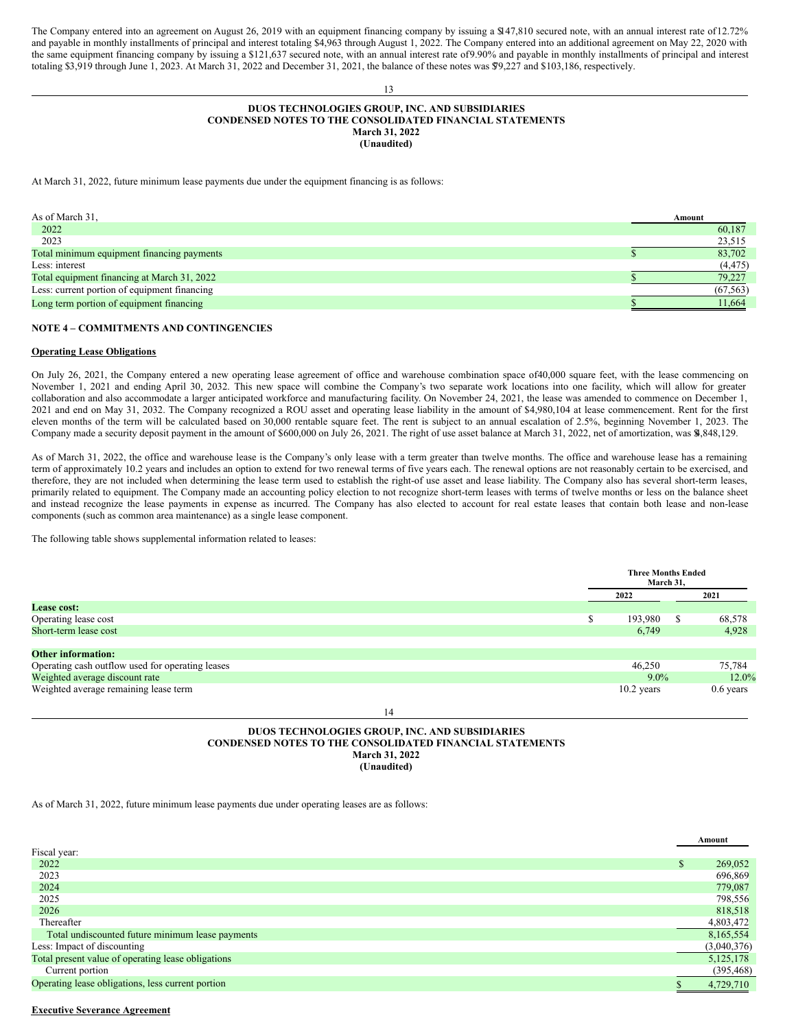The Company entered into an agreement on August 26, 2019 with an equipment financing company by issuing a $147,810 secured note, with an annual interest rate of 12.72% and payable in monthly installments of principal and interest totaling $4,963 through August 1, 2022. The Company entered into an additional agreement on May 22, 2020 with the same equipment financing company by issuing a $121,637 secured note, with an annual interest rate of 9.90% and payable in monthly installments of principal and interest totaling $3,919 through June 1, 2023. At March 31, 2022 and December 31, 2021, the balance of these notes was $79,227 and $103,186, respectively.

At March 31, 2022, future minimum lease payments due under the equipment financing is as follows:

| As of March 31, | | Amount |
|---|---|---|
| 2022 | | 60,187 |
| 2023 | | 23,515 |
| Total minimum equipment financing payments | $ | 83,702 |
| Less: interest | | (4,475) |
| Total equipment financing at March 31, 2022 | $ | 79,227 |
| Less: current portion of equipment financing | | (67,563) |
| Long term portion of equipment financing | $ | 11,664 |

**NOTE 4 – COMMITMENTS AND CONTINGENCIES**

**Operating Lease Obligations**

On July 26, 2021, the Company entered a new operating lease agreement of office and warehouse combination space of 40,000 square feet, with the lease commencing on November 1, 2021 and ending April 30, 2032. This new space will combine the Company's two separate work locations into one facility, which will allow for greater collaboration and also accommodate a larger anticipated workforce and manufacturing facility. On November 24, 2021, the lease was amended to commence on December 1, 2021 and end on May 31, 2032. The Company recognized a ROU asset and operating lease liability in the amount of $4,980,104 at lease commencement. Rent for the first eleven months of the term will be calculated based on 30,000 rentable square feet. The rent is subject to an annual escalation of 2.5%, beginning November 1, 2023. The Company made a security deposit payment in the amount of $600,000 on July 26, 2021. The right of use asset balance at March 31, 2022, net of amortization, was $4,848,129.

As of March 31, 2022, the office and warehouse lease is the Company's only lease with a term greater than twelve months. The office and warehouse lease has a remaining term of approximately 10.2 years and includes an option to extend for two renewal terms of five years each. The renewal options are not reasonably certain to be exercised, and therefore, they are not included when determining the lease term used to establish the right-of use asset and lease liability. The Company also has several short-term leases, primarily related to equipment. The Company made an accounting policy election to not recognize short-term leases with terms of twelve months or less on the balance sheet and instead recognize the lease payments in expense as incurred. The Company has also elected to account for real estate leases that contain both lease and non-lease components (such as common area maintenance) as a single lease component.

The following table shows supplemental information related to leases:

| | Three Months Ended March 31, | |
|---|---|---|
| | 2022 | 2021 |
| **Lease cost:** | | |
| Operating lease cost | $ 193,980 | $ 68,578 |
| Short-term lease cost | 6,749 | 4,928 |
| | | |
| **Other information:** | | |
| Operating cash outflow used for operating leases | 46,250 | 75,784 |
| Weighted average discount rate | 9.0% | 12.0% |
| Weighted average remaining lease term | 10.2 years | 0.6 years |

As of March 31, 2022, future minimum lease payments due under operating leases are as follows:

| | | Amount |
|---|---|---|
| Fiscal year: | | |
| 2022 | $ | 269,052 |
| 2023 | | 696,869 |
| 2024 | | 779,087 |
| 2025 | | 798,556 |
| 2026 | | 818,518 |
| Thereafter | | 4,803,472 |
| Total undiscounted future minimum lease payments | | 8,165,554 |
| Less: Impact of discounting | | (3,040,376) |
| Total present value of operating lease obligations | | 5,125,178 |
| Current portion | | (395,468) |
| Operating lease obligations, less current portion | $ | 4,729,710 |

**Executive Severance Agreement**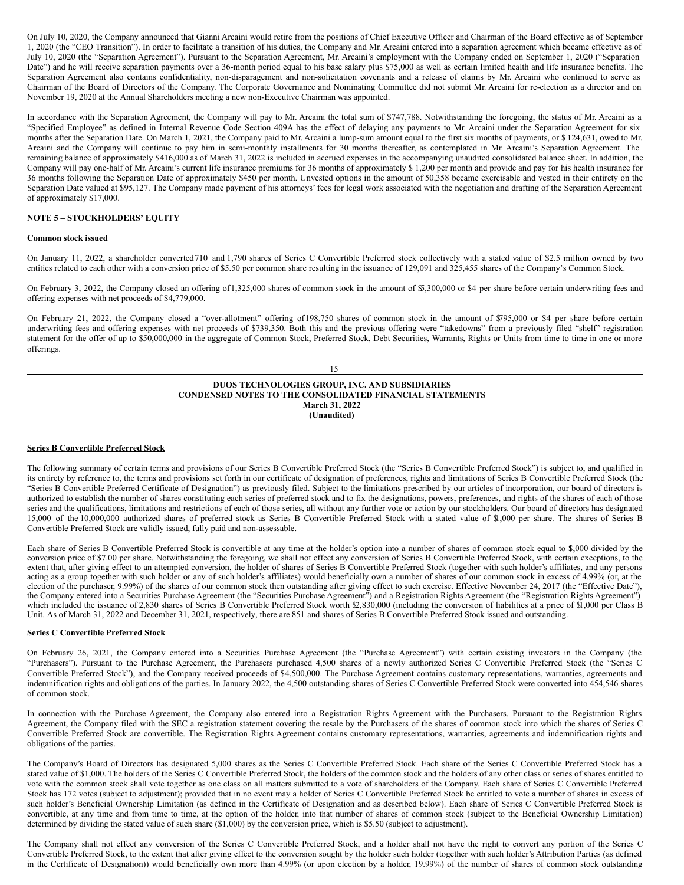On July 10, 2020, the Company announced that Gianni Arcaini would retire from the positions of Chief Executive Officer and Chairman of the Board effective as of September 1, 2020 (the "CEO Transition"). In order to facilitate a transition of his duties, the Company and Mr. Arcaini entered into a separation agreement which became effective as of July 10, 2020 (the "Separation Agreement"). Pursuant to the Separation Agreement, Mr. Arcaini's employment with the Company ended on September 1, 2020 ("Separation Date") and he will receive separation payments over a 36-month period equal to his base salary plus $75,000 as well as certain limited health and life insurance benefits. The Separation Agreement also contains confidentiality, non-disparagement and non-solicitation covenants and a release of claims by Mr. Arcaini who continued to serve as Chairman of the Board of Directors of the Company. The Corporate Governance and Nominating Committee did not submit Mr. Arcaini for re-election as a director and on November 19, 2020 at the Annual Shareholders meeting a new non-Executive Chairman was appointed.

In accordance with the Separation Agreement, the Company will pay to Mr. Arcaini the total sum of $747,788. Notwithstanding the foregoing, the status of Mr. Arcaini as a "Specified Employee" as defined in Internal Revenue Code Section 409A has the effect of delaying any payments to Mr. Arcaini under the Separation Agreement for six months after the Separation Date. On March 1, 2021, the Company paid to Mr. Arcaini a lump-sum amount equal to the first six months of payments, or $ 124,631, owed to Mr. Arcaini and the Company will continue to pay him in semi-monthly installments for 30 months thereafter, as contemplated in Mr. Arcaini's Separation Agreement. The remaining balance of approximately $416,000 as of March 31, 2022 is included in accrued expenses in the accompanying unaudited consolidated balance sheet. In addition, the Company will pay one-half of Mr. Arcaini's current life insurance premiums for 36 months of approximately $ 1,200 per month and provide and pay for his health insurance for 36 months following the Separation Date of approximately $450 per month. Unvested options in the amount of 50,358 became exercisable and vested in their entirety on the Separation Date valued at $95,127. The Company made payment of his attorneys' fees for legal work associated with the negotiation and drafting of the Separation Agreement of approximately $17,000.

## NOTE 5 – STOCKHOLDERS' EQUITY

**Common stock issued**

On January 11, 2022, a shareholder converted 710 and 1,790 shares of Series C Convertible Preferred stock collectively with a stated value of $2.5 million owned by two entities related to each other with a conversion price of $5.50 per common share resulting in the issuance of 129,091 and 325,455 shares of the Company's Common Stock.

On February 3, 2022, the Company closed an offering of 1,325,000 shares of common stock in the amount of $5,300,000 or $4 per share before certain underwriting fees and offering expenses with net proceeds of $4,779,000.

On February 21, 2022, the Company closed a "over-allotment" offering of 198,750 shares of common stock in the amount of $795,000 or $4 per share before certain underwriting fees and offering expenses with net proceeds of $739,350. Both this and the previous offering were "takedowns" from a previously filed "shelf" registration statement for the offer of up to $50,000,000 in the aggregate of Common Stock, Preferred Stock, Debt Securities, Warrants, Rights or Units from time to time in one or more offerings.

**Series B Convertible Preferred Stock**

The following summary of certain terms and provisions of our Series B Convertible Preferred Stock (the "Series B Convertible Preferred Stock") is subject to, and qualified in its entirety by reference to, the terms and provisions set forth in our certificate of designation of preferences, rights and limitations of Series B Convertible Preferred Stock (the "Series B Convertible Preferred Certificate of Designation") as previously filed. Subject to the limitations prescribed by our articles of incorporation, our board of directors is authorized to establish the number of shares constituting each series of preferred stock and to fix the designations, powers, preferences, and rights of the shares of each of those series and the qualifications, limitations and restrictions of each of those series, all without any further vote or action by our stockholders. Our board of directors has designated 15,000 of the 10,000,000 authorized shares of preferred stock as Series B Convertible Preferred Stock with a stated value of $1,000 per share. The shares of Series B Convertible Preferred Stock are validly issued, fully paid and non-assessable.

Each share of Series B Convertible Preferred Stock is convertible at any time at the holder's option into a number of shares of common stock equal to $1,000 divided by the conversion price of $7.00 per share. Notwithstanding the foregoing, we shall not effect any conversion of Series B Convertible Preferred Stock, with certain exceptions, to the extent that, after giving effect to an attempted conversion, the holder of shares of Series B Convertible Preferred Stock (together with such holder's affiliates, and any persons acting as a group together with such holder or any of such holder's affiliates) would beneficially own a number of shares of our common stock in excess of 4.99% (or, at the election of the purchaser, 9.99%) of the shares of our common stock then outstanding after giving effect to such exercise. Effective November 24, 2017 (the "Effective Date"), the Company entered into a Securities Purchase Agreement (the "Securities Purchase Agreement") and a Registration Rights Agreement (the "Registration Rights Agreement") which included the issuance of 2,830 shares of Series B Convertible Preferred Stock worth $2,830,000 (including the conversion of liabilities at a price of $1,000 per Class B Unit. As of March 31, 2022 and December 31, 2021, respectively, there are 851 and shares of Series B Convertible Preferred Stock issued and outstanding.

**Series C Convertible Preferred Stock**

On February 26, 2021, the Company entered into a Securities Purchase Agreement (the "Purchase Agreement") with certain existing investors in the Company (the "Purchasers"). Pursuant to the Purchase Agreement, the Purchasers purchased 4,500 shares of a newly authorized Series C Convertible Preferred Stock (the "Series C Convertible Preferred Stock"), and the Company received proceeds of $4,500,000. The Purchase Agreement contains customary representations, warranties, agreements and indemnification rights and obligations of the parties. In January 2022, the 4,500 outstanding shares of Series C Convertible Preferred Stock were converted into 454,546 shares of common stock.

In connection with the Purchase Agreement, the Company also entered into a Registration Rights Agreement with the Purchasers. Pursuant to the Registration Rights Agreement, the Company filed with the SEC a registration statement covering the resale by the Purchasers of the shares of common stock into which the shares of Series C Convertible Preferred Stock are convertible. The Registration Rights Agreement contains customary representations, warranties, agreements and indemnification rights and obligations of the parties.

The Company's Board of Directors has designated 5,000 shares as the Series C Convertible Preferred Stock. Each share of the Series C Convertible Preferred Stock has a stated value of $1,000. The holders of the Series C Convertible Preferred Stock, the holders of the common stock and the holders of any other class or series of shares entitled to vote with the common stock shall vote together as one class on all matters submitted to a vote of shareholders of the Company. Each share of Series C Convertible Preferred Stock has 172 votes (subject to adjustment); provided that in no event may a holder of Series C Convertible Preferred Stock be entitled to vote a number of shares in excess of such holder's Beneficial Ownership Limitation (as defined in the Certificate of Designation and as described below). Each share of Series C Convertible Preferred Stock is convertible, at any time and from time to time, at the option of the holder, into that number of shares of common stock (subject to the Beneficial Ownership Limitation) determined by dividing the stated value of such share ($1,000) by the conversion price, which is $5.50 (subject to adjustment).

The Company shall not effect any conversion of the Series C Convertible Preferred Stock, and a holder shall not have the right to convert any portion of the Series C Convertible Preferred Stock, to the extent that after giving effect to the conversion sought by the holder such holder (together with such holder's Attribution Parties (as defined in the Certificate of Designation)) would beneficially own more than 4.99% (or upon election by a holder, 19.99%) of the number of shares of common stock outstanding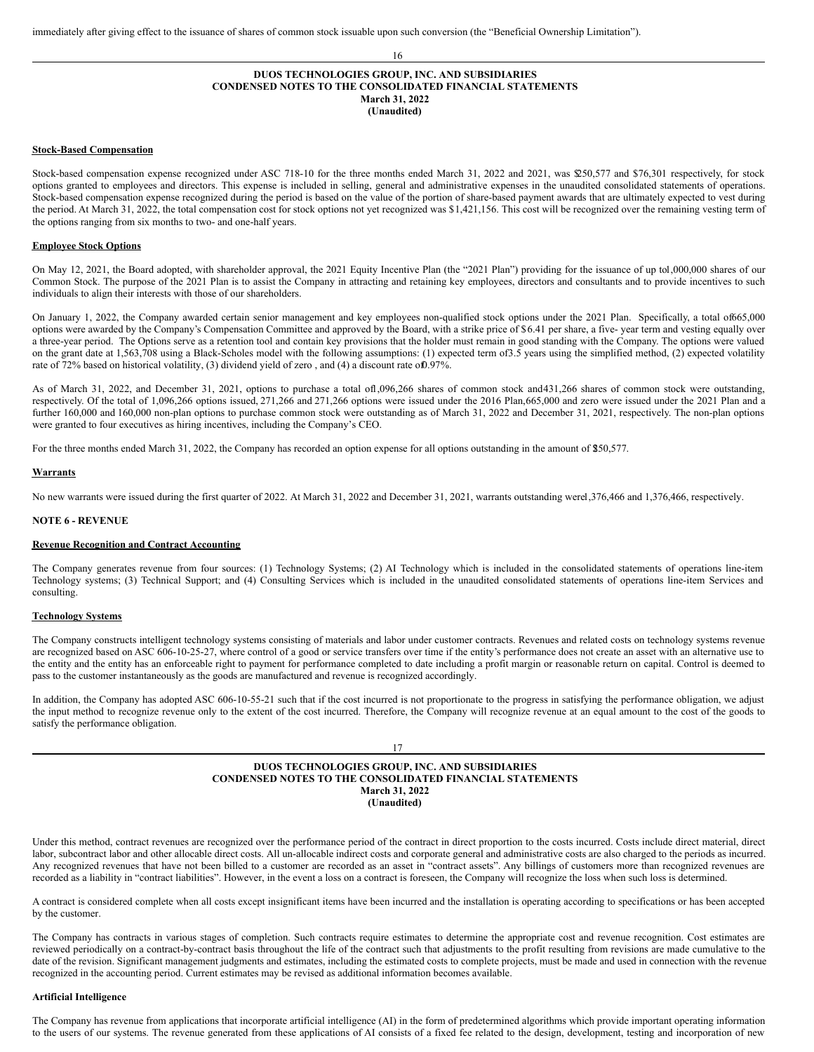immediately after giving effect to the issuance of shares of common stock issuable upon such conversion (the "Beneficial Ownership Limitation").

**Stock-Based Compensation**

Stock-based compensation expense recognized under ASC 718-10 for the three months ended March 31, 2022 and 2021, was $250,577 and $76,301 respectively, for stock options granted to employees and directors. This expense is included in selling, general and administrative expenses in the unaudited consolidated statements of operations. Stock-based compensation expense recognized during the period is based on the value of the portion of share-based payment awards that are ultimately expected to vest during the period. At March 31, 2022, the total compensation cost for stock options not yet recognized was $1,421,156. This cost will be recognized over the remaining vesting term of the options ranging from six months to two- and one-half years.

**Employee Stock Options**

On May 12, 2021, the Board adopted, with shareholder approval, the 2021 Equity Incentive Plan (the "2021 Plan") providing for the issuance of up to 1,000,000 shares of our Common Stock. The purpose of the 2021 Plan is to assist the Company in attracting and retaining key employees, directors and consultants and to provide incentives to such individuals to align their interests with those of our shareholders.

On January 1, 2022, the Company awarded certain senior management and key employees non-qualified stock options under the 2021 Plan. Specifically, a total of 665,000 options were awarded by the Company's Compensation Committee and approved by the Board, with a strike price of $6.41 per share, a five- year term and vesting equally over a three-year period. The Options serve as a retention tool and contain key provisions that the holder must remain in good standing with the Company. The options were valued on the grant date at 1,563,708 using a Black-Scholes model with the following assumptions: (1) expected term of 3.5 years using the simplified method, (2) expected volatility rate of 72% based on historical volatility, (3) dividend yield of zero , and (4) a discount rate of 0.97%.

As of March 31, 2022, and December 31, 2021, options to purchase a total of 1,096,266 shares of common stock and 431,266 shares of common stock were outstanding, respectively. Of the total of 1,096,266 options issued, 271,266 and 271,266 options were issued under the 2016 Plan, 665,000 and zero were issued under the 2021 Plan and a further 160,000 and 160,000 non-plan options to purchase common stock were outstanding as of March 31, 2022 and December 31, 2021, respectively. The non-plan options were granted to four executives as hiring incentives, including the Company's CEO.

For the three months ended March 31, 2022, the Company has recorded an option expense for all options outstanding in the amount of $250,577.

**Warrants**

No new warrants were issued during the first quarter of 2022. At March 31, 2022 and December 31, 2021, warrants outstanding were 1,376,466 and 1,376,466, respectively.

**NOTE 6 - REVENUE**

**Revenue Recognition and Contract Accounting**

The Company generates revenue from four sources: (1) Technology Systems; (2) AI Technology which is included in the consolidated statements of operations line-item Technology systems; (3) Technical Support; and (4) Consulting Services which is included in the unaudited consolidated statements of operations line-item Services and consulting.

**Technology Systems**

The Company constructs intelligent technology systems consisting of materials and labor under customer contracts. Revenues and related costs on technology systems revenue are recognized based on ASC 606-10-25-27, where control of a good or service transfers over time if the entity's performance does not create an asset with an alternative use to the entity and the entity has an enforceable right to payment for performance completed to date including a profit margin or reasonable return on capital. Control is deemed to pass to the customer instantaneously as the goods are manufactured and revenue is recognized accordingly.

In addition, the Company has adopted ASC 606-10-55-21 such that if the cost incurred is not proportionate to the progress in satisfying the performance obligation, we adjust the input method to recognize revenue only to the extent of the cost incurred. Therefore, the Company will recognize revenue at an equal amount to the cost of the goods to satisfy the performance obligation.

Under this method, contract revenues are recognized over the performance period of the contract in direct proportion to the costs incurred. Costs include direct material, direct labor, subcontract labor and other allocable direct costs. All un-allocable indirect costs and corporate general and administrative costs are also charged to the periods as incurred. Any recognized revenues that have not been billed to a customer are recorded as an asset in "contract assets". Any billings of customers more than recognized revenues are recorded as a liability in "contract liabilities". However, in the event a loss on a contract is foreseen, the Company will recognize the loss when such loss is determined.

A contract is considered complete when all costs except insignificant items have been incurred and the installation is operating according to specifications or has been accepted by the customer.

The Company has contracts in various stages of completion. Such contracts require estimates to determine the appropriate cost and revenue recognition. Cost estimates are reviewed periodically on a contract-by-contract basis throughout the life of the contract such that adjustments to the profit resulting from revisions are made cumulative to the date of the revision. Significant management judgments and estimates, including the estimated costs to complete projects, must be made and used in connection with the revenue recognized in the accounting period. Current estimates may be revised as additional information becomes available.

**Artificial Intelligence**

The Company has revenue from applications that incorporate artificial intelligence (AI) in the form of predetermined algorithms which provide important operating information to the users of our systems. The revenue generated from these applications of AI consists of a fixed fee related to the design, development, testing and incorporation of new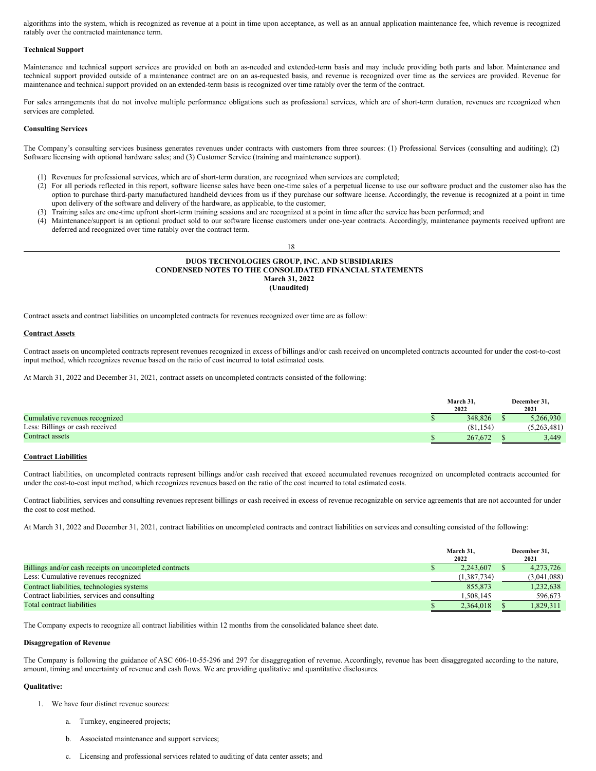algorithms into the system, which is recognized as revenue at a point in time upon acceptance, as well as an annual application maintenance fee, which revenue is recognized ratably over the contracted maintenance term.

**Technical Support**

Maintenance and technical support services are provided on both an as-needed and extended-term basis and may include providing both parts and labor. Maintenance and technical support provided outside of a maintenance contract are on an as-requested basis, and revenue is recognized over time as the services are provided. Revenue for maintenance and technical support provided on an extended-term basis is recognized over time ratably over the term of the contract.

For sales arrangements that do not involve multiple performance obligations such as professional services, which are of short-term duration, revenues are recognized when services are completed.

**Consulting Services**

The Company's consulting services business generates revenues under contracts with customers from three sources: (1) Professional Services (consulting and auditing); (2) Software licensing with optional hardware sales; and (3) Customer Service (training and maintenance support).

1. Revenues for professional services, which are of short-term duration, are recognized when services are completed;
2. For all periods reflected in this report, software license sales have been one-time sales of a perpetual license to use our software product and the customer also has the option to purchase third-party manufactured handheld devices from us if they purchase our software license. Accordingly, the revenue is recognized at a point in time upon delivery of the software and delivery of the hardware, as applicable, to the customer;
3. Training sales are one-time upfront short-term training sessions and are recognized at a point in time after the service has been performed; and
4. Maintenance/support is an optional product sold to our software license customers under one-year contracts. Accordingly, maintenance payments received upfront are deferred and recognized over time ratably over the contract term.

**DUOS TECHNOLOGIES GROUP, INC. AND SUBSIDIARIES**
**CONDENSED NOTES TO THE CONSOLIDATED FINANCIAL STATEMENTS**
**March 31, 2022**
**(Unaudited)**

Contract assets and contract liabilities on uncompleted contracts for revenues recognized over time are as follow:

**Contract Assets**

Contract assets on uncompleted contracts represent revenues recognized in excess of billings and/or cash received on uncompleted contracts accounted for under the cost-to-cost input method, which recognizes revenue based on the ratio of cost incurred to total estimated costs.

At March 31, 2022 and December 31, 2021, contract assets on uncompleted contracts consisted of the following:

| | March 31, 2022 | December 31, 2021 |
|---|---|---|
| Cumulative revenues recognized | $ 348,826 | $ 5,266,930 |
| Less: Billings or cash received | (81,154) | (5,263,481) |
| Contract assets | $ 267,672 | $ 3,449 |

**Contract Liabilities**

Contract liabilities, on uncompleted contracts represent billings and/or cash received that exceed accumulated revenues recognized on uncompleted contracts accounted for under the cost-to-cost input method, which recognizes revenues based on the ratio of the cost incurred to total estimated costs.

Contract liabilities, services and consulting revenues represent billings or cash received in excess of revenue recognizable on service agreements that are not accounted for under the cost to cost method.

At March 31, 2022 and December 31, 2021, contract liabilities on uncompleted contracts and contract liabilities on services and consulting consisted of the following:

| | March 31, 2022 | December 31, 2021 |
|---|---|---|
| Billings and/or cash receipts on uncompleted contracts | $ 2,243,607 | $ 4,273,726 |
| Less: Cumulative revenues recognized | (1,387,734) | (3,041,088) |
| Contract liabilities, technologies systems | 855,873 | 1,232,638 |
| Contract liabilities, services and consulting | 1,508,145 | 596,673 |
| Total contract liabilities | $ 2,364,018 | $ 1,829,311 |

The Company expects to recognize all contract liabilities within 12 months from the consolidated balance sheet date.

**Disaggregation of Revenue**

The Company is following the guidance of ASC 606-10-55-296 and 297 for disaggregation of revenue. Accordingly, revenue has been disaggregated according to the nature, amount, timing and uncertainty of revenue and cash flows. We are providing qualitative and quantitative disclosures.

**Qualitative:**

1. We have four distinct revenue sources:

   a. Turnkey, engineered projects;

   b. Associated maintenance and support services;

   c. Licensing and professional services related to auditing of data center assets; and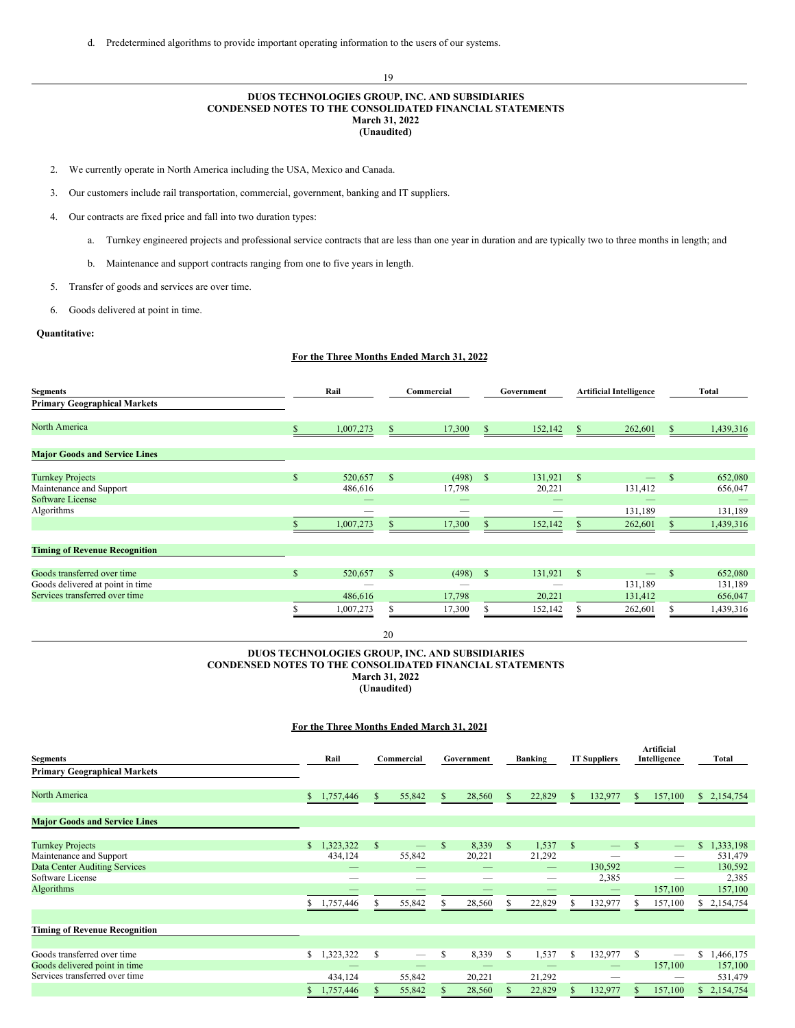d. Predetermined algorithms to provide important operating information to the users of our systems.

2. We currently operate in North America including the USA, Mexico and Canada.

3. Our customers include rail transportation, commercial, government, banking and IT suppliers.

4. Our contracts are fixed price and fall into two duration types:

   a. Turnkey engineered projects and professional service contracts that are less than one year in duration and are typically two to three months in length; and

   b. Maintenance and support contracts ranging from one to five years in length.

5. Transfer of goods and services are over time.

6. Goods delivered at point in time.

**Quantitative:**

**For the Three Months Ended March 31, 2022**

| Segments | Rail | Commercial | Government | Artificial Intelligence | Total |
|---|---|---|---|---|---|
| **Primary Geographical Markets** | | | | | |
| North America | $ 1,007,273 | $ 17,300 | $ 152,142 | $ 262,601 | $ 1,439,316 |
| **Major Goods and Service Lines** | | | | | |
| Turnkey Projects | $ 520,657 | $ (498) | $ 131,921 | $ — | $ 652,080 |
| Maintenance and Support | 486,616 | 17,798 | 20,221 | 131,412 | 656,047 |
| Software License | — | — | — | — | — |
| Algorithms | — | — | — | 131,189 | 131,189 |
| | $ 1,007,273 | $ 17,300 | $ 152,142 | $ 262,601 | $ 1,439,316 |
| **Timing of Revenue Recognition** | | | | | |
| Goods transferred over time | $ 520,657 | $ (498) | $ 131,921 | $ — | $ 652,080 |
| Goods delivered at point in time | — | — | — | 131,189 | 131,189 |
| Services transferred over time | 486,616 | 17,798 | 20,221 | 131,412 | 656,047 |
| | $ 1,007,273 | $ 17,300 | $ 152,142 | $ 262,601 | $ 1,439,316 |

**For the Three Months Ended March 31, 2021**

| Segments | Rail | Commercial | Government | Banking | IT Suppliers | Artificial Intelligence | Total |
|---|---|---|---|---|---|---|---|
| **Primary Geographical Markets** | | | | | | | |
| North America | $ 1,757,446 | $ 55,842 | $ 28,560 | $ 22,829 | $ 132,977 | $ 157,100 | $ 2,154,754 |
| **Major Goods and Service Lines** | | | | | | | |
| Turnkey Projects | $ 1,323,322 | $ — | $ 8,339 | $ 1,537 | $ — | $ — | $ 1,333,198 |
| Maintenance and Support | 434,124 | 55,842 | 20,221 | 21,292 | — | — | 531,479 |
| Data Center Auditing Services | — | — | — | — | 130,592 | — | 130,592 |
| Software License | — | — | — | — | 2,385 | — | 2,385 |
| Algorithms | — | — | — | — | — | 157,100 | 157,100 |
| | $ 1,757,446 | $ 55,842 | $ 28,560 | $ 22,829 | $ 132,977 | $ 157,100 | $ 2,154,754 |
| **Timing of Revenue Recognition** | | | | | | | |
| Goods transferred over time | $ 1,323,322 | $ — | $ 8,339 | $ 1,537 | $ 132,977 | $ — | $ 1,466,175 |
| Goods delivered point in time | — | — | — | — | — | 157,100 | 157,100 |
| Services transferred over time | 434,124 | 55,842 | 20,221 | 21,292 | — | — | 531,479 |
| | $ 1,757,446 | $ 55,842 | $ 28,560 | $ 22,829 | $ 132,977 | $ 157,100 | $ 2,154,754 |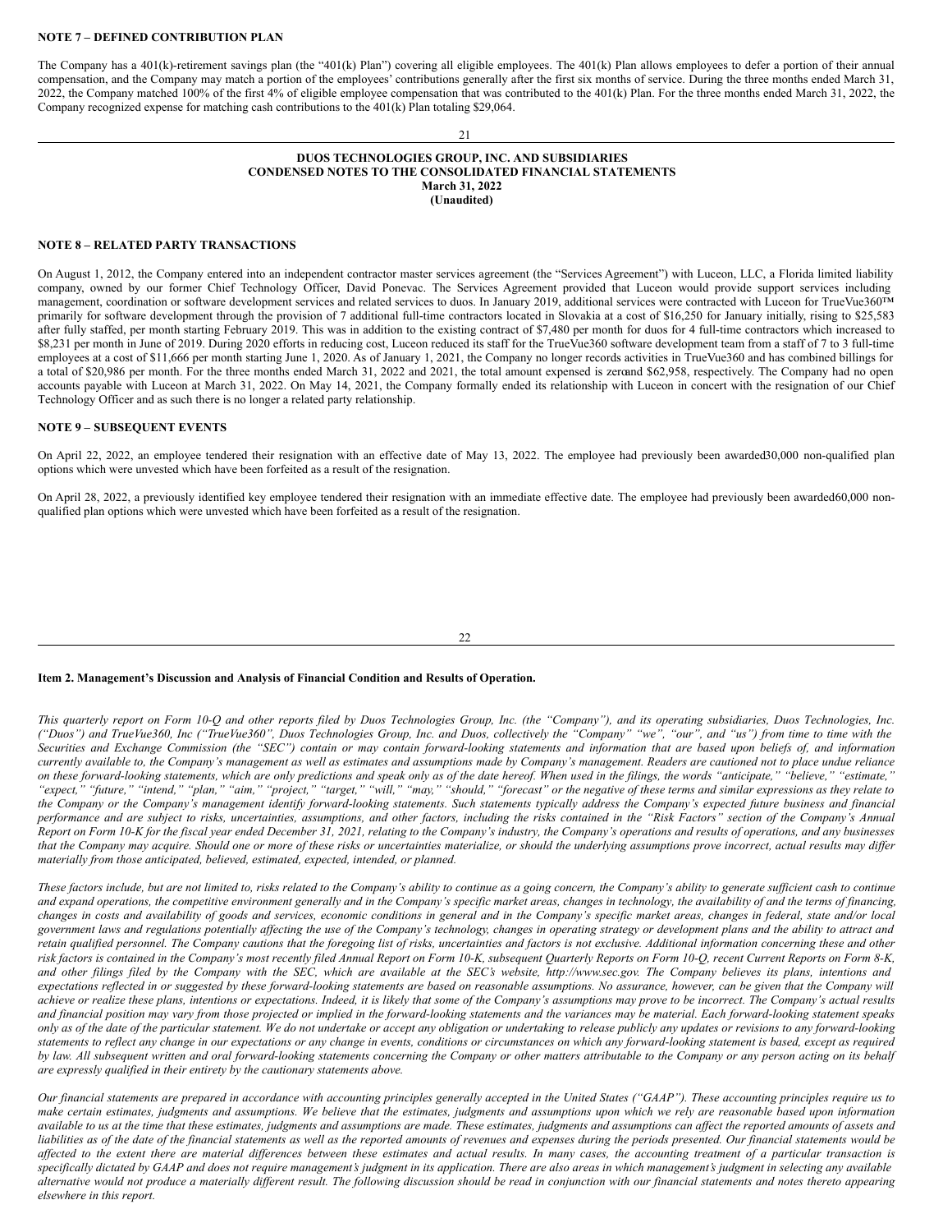**NOTE 7 – DEFINED CONTRIBUTION PLAN**

The Company has a 401(k)-retirement savings plan (the "401(k) Plan") covering all eligible employees. The 401(k) Plan allows employees to defer a portion of their annual compensation, and the Company may match a portion of the employees' contributions generally after the first six months of service. During the three months ended March 31, 2022, the Company matched 100% of the first 4% of eligible employee compensation that was contributed to the 401(k) Plan. For the three months ended March 31, 2022, the Company recognized expense for matching cash contributions to the 401(k) Plan totaling $29,064.

**DUOS TECHNOLOGIES GROUP, INC. AND SUBSIDIARIES**
**CONDENSED NOTES TO THE CONSOLIDATED FINANCIAL STATEMENTS**
**March 31, 2022**
**(Unaudited)**

**NOTE 8 – RELATED PARTY TRANSACTIONS**

On August 1, 2012, the Company entered into an independent contractor master services agreement (the "Services Agreement") with Luceon, LLC, a Florida limited liability company, owned by our former Chief Technology Officer, David Ponevac. The Services Agreement provided that Luceon would provide support services including management, coordination or software development services and related services to duos. In January 2019, additional services were contracted with Luceon for TrueVue360™ primarily for software development through the provision of 7 additional full-time contractors located in Slovakia at a cost of $16,250 for January initially, rising to $25,583 after fully staffed, per month starting February 2019. This was in addition to the existing contract of $7,480 per month for duos for 4 full-time contractors which increased to $8,231 per month in June of 2019. During 2020 efforts in reducing cost, Luceon reduced its staff for the TrueVue360 software development team from a staff of 7 to 3 full-time employees at a cost of $11,666 per month starting June 1, 2020. As of January 1, 2021, the Company no longer records activities in TrueVue360 and has combined billings for a total of $20,986 per month. For the three months ended March 31, 2022 and 2021, the total amount expensed is zero and $62,958, respectively. The Company had no open accounts payable with Luceon at March 31, 2022. On May 14, 2021, the Company formally ended its relationship with Luceon in concert with the resignation of our Chief Technology Officer and as such there is no longer a related party relationship.

**NOTE 9 – SUBSEQUENT EVENTS**

On April 22, 2022, an employee tendered their resignation with an effective date of May 13, 2022. The employee had previously been awarded 30,000 non-qualified plan options which were unvested which have been forfeited as a result of the resignation.

On April 28, 2022, a previously identified key employee tendered their resignation with an immediate effective date. The employee had previously been awarded 60,000 non-qualified plan options which were unvested which have been forfeited as a result of the resignation.

**Item 2. Management's Discussion and Analysis of Financial Condition and Results of Operation.**

*This quarterly report on Form 10-Q and other reports filed by Duos Technologies Group, Inc. (the "Company"), and its operating subsidiaries, Duos Technologies, Inc. ("Duos") and TrueVue360, Inc ("TrueVue360", Duos Technologies Group, Inc. and Duos, collectively the "Company" "we", "our", and "us") from time to time with the Securities and Exchange Commission (the "SEC") contain or may contain forward-looking statements and information that are based upon beliefs of, and information currently available to, the Company's management as well as estimates and assumptions made by Company's management. Readers are cautioned not to place undue reliance on these forward-looking statements, which are only predictions and speak only as of the date hereof. When used in the filings, the words "anticipate," "believe," "estimate," "expect," "future," "intend," "plan," "aim," "project," "target," "will," "may," "should," "forecast" or the negative of these terms and similar expressions as they relate to the Company or the Company's management identify forward-looking statements. Such statements typically address the Company's expected future business and financial performance and are subject to risks, uncertainties, assumptions, and other factors, including the risks contained in the "Risk Factors" section of the Company's Annual Report on Form 10-K for the fiscal year ended December 31, 2021, relating to the Company's industry, the Company's operations and results of operations, and any businesses that the Company may acquire. Should one or more of these risks or uncertainties materialize, or should the underlying assumptions prove incorrect, actual results may differ materially from those anticipated, believed, estimated, expected, intended, or planned.*

*These factors include, but are not limited to, risks related to the Company's ability to continue as a going concern, the Company's ability to generate sufficient cash to continue and expand operations, the competitive environment generally and in the Company's specific market areas, changes in technology, the availability of and the terms of financing, changes in costs and availability of goods and services, economic conditions in general and in the Company's specific market areas, changes in federal, state and/or local government laws and regulations potentially affecting the use of the Company's technology, changes in operating strategy or development plans and the ability to attract and retain qualified personnel. The Company cautions that the foregoing list of risks, uncertainties and factors is not exclusive. Additional information concerning these and other risk factors is contained in the Company's most recently filed Annual Report on Form 10-K, subsequent Quarterly Reports on Form 10-Q, recent Current Reports on Form 8-K, and other filings filed by the Company with the SEC, which are available at the SEC's website, http://www.sec.gov. The Company believes its plans, intentions and expectations reflected in or suggested by these forward-looking statements are based on reasonable assumptions. No assurance, however, can be given that the Company will achieve or realize these plans, intentions or expectations. Indeed, it is likely that some of the Company's assumptions may prove to be incorrect. The Company's actual results and financial position may vary from those projected or implied in the forward-looking statements and the variances may be material. Each forward-looking statement speaks only as of the date of the particular statement. We do not undertake or accept any obligation or undertaking to release publicly any updates or revisions to any forward-looking statements to reflect any change in our expectations or any change in events, conditions or circumstances on which any forward-looking statement is based, except as required by law. All subsequent written and oral forward-looking statements concerning the Company or other matters attributable to the Company or any person acting on its behalf are expressly qualified in their entirety by the cautionary statements above.*

*Our financial statements are prepared in accordance with accounting principles generally accepted in the United States ("GAAP"). These accounting principles require us to make certain estimates, judgments and assumptions. We believe that the estimates, judgments and assumptions upon which we rely are reasonable based upon information available to us at the time that these estimates, judgments and assumptions are made. These estimates, judgments and assumptions can affect the reported amounts of assets and liabilities as of the date of the financial statements as well as the reported amounts of revenues and expenses during the periods presented. Our financial statements would be affected to the extent there are material differences between these estimates and actual results. In many cases, the accounting treatment of a particular transaction is specifically dictated by GAAP and does not require management's judgment in its application. There are also areas in which management's judgment in selecting any available alternative would not produce a materially different result. The following discussion should be read in conjunction with our financial statements and notes thereto appearing elsewhere in this report.*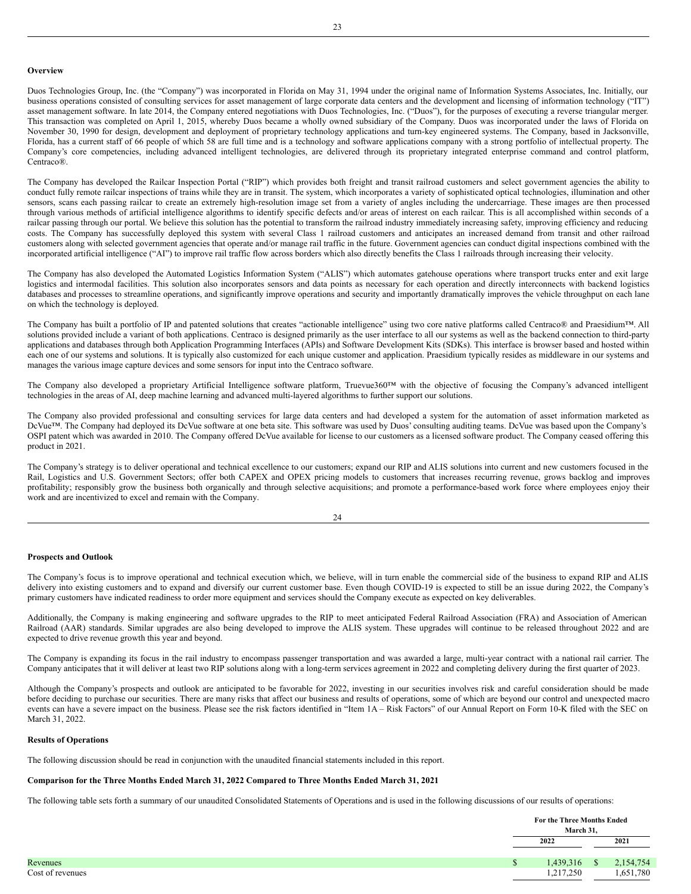**Overview**

Duos Technologies Group, Inc. (the "Company") was incorporated in Florida on May 31, 1994 under the original name of Information Systems Associates, Inc. Initially, our business operations consisted of consulting services for asset management of large corporate data centers and the development and licensing of information technology ("IT") asset management software. In late 2014, the Company entered negotiations with Duos Technologies, Inc. ("Duos"), for the purposes of executing a reverse triangular merger. This transaction was completed on April 1, 2015, whereby Duos became a wholly owned subsidiary of the Company. Duos was incorporated under the laws of Florida on November 30, 1990 for design, development and deployment of proprietary technology applications and turn-key engineered systems. The Company, based in Jacksonville, Florida, has a current staff of 66 people of which 58 are full time and is a technology and software applications company with a strong portfolio of intellectual property. The Company's core competencies, including advanced intelligent technologies, are delivered through its proprietary integrated enterprise command and control platform, Centraco®.

The Company has developed the Railcar Inspection Portal ("RIP") which provides both freight and transit railroad customers and select government agencies the ability to conduct fully remote railcar inspections of trains while they are in transit. The system, which incorporates a variety of sophisticated optical technologies, illumination and other sensors, scans each passing railcar to create an extremely high-resolution image set from a variety of angles including the undercarriage. These images are then processed through various methods of artificial intelligence algorithms to identify specific defects and/or areas of interest on each railcar. This is all accomplished within seconds of a railcar passing through our portal. We believe this solution has the potential to transform the railroad industry immediately increasing safety, improving efficiency and reducing costs. The Company has successfully deployed this system with several Class 1 railroad customers and anticipates an increased demand from transit and other railroad customers along with selected government agencies that operate and/or manage rail traffic in the future. Government agencies can conduct digital inspections combined with the incorporated artificial intelligence ("AI") to improve rail traffic flow across borders which also directly benefits the Class 1 railroads through increasing their velocity.

The Company has also developed the Automated Logistics Information System ("ALIS") which automates gatehouse operations where transport trucks enter and exit large logistics and intermodal facilities. This solution also incorporates sensors and data points as necessary for each operation and directly interconnects with backend logistics databases and processes to streamline operations, and significantly improve operations and security and importantly dramatically improves the vehicle throughput on each lane on which the technology is deployed.

The Company has built a portfolio of IP and patented solutions that creates "actionable intelligence" using two core native platforms called Centraco® and Praesidium™. All solutions provided include a variant of both applications. Centraco is designed primarily as the user interface to all our systems as well as the backend connection to third-party applications and databases through both Application Programming Interfaces (APIs) and Software Development Kits (SDKs). This interface is browser based and hosted within each one of our systems and solutions. It is typically also customized for each unique customer and application. Praesidium typically resides as middleware in our systems and manages the various image capture devices and some sensors for input into the Centraco software.

The Company also developed a proprietary Artificial Intelligence software platform, Truevue360™ with the objective of focusing the Company's advanced intelligent technologies in the areas of AI, deep machine learning and advanced multi-layered algorithms to further support our solutions.

The Company also provided professional and consulting services for large data centers and had developed a system for the automation of asset information marketed as DcVue™. The Company had deployed its DcVue software at one beta site. This software was used by Duos' consulting auditing teams. DcVue was based upon the Company's OSPI patent which was awarded in 2010. The Company offered DcVue available for license to our customers as a licensed software product. The Company ceased offering this product in 2021.

The Company's strategy is to deliver operational and technical excellence to our customers; expand our RIP and ALIS solutions into current and new customers focused in the Rail, Logistics and U.S. Government Sectors; offer both CAPEX and OPEX pricing models to customers that increases recurring revenue, grows backlog and improves profitability; responsibly grow the business both organically and through selective acquisitions; and promote a performance-based work force where employees enjoy their work and are incentivized to excel and remain with the Company.

**Prospects and Outlook**

The Company's focus is to improve operational and technical execution which, we believe, will in turn enable the commercial side of the business to expand RIP and ALIS delivery into existing customers and to expand and diversify our current customer base. Even though COVID-19 is expected to still be an issue during 2022, the Company's primary customers have indicated readiness to order more equipment and services should the Company execute as expected on key deliverables.

Additionally, the Company is making engineering and software upgrades to the RIP to meet anticipated Federal Railroad Association (FRA) and Association of American Railroad (AAR) standards. Similar upgrades are also being developed to improve the ALIS system. These upgrades will continue to be released throughout 2022 and are expected to drive revenue growth this year and beyond.

The Company is expanding its focus in the rail industry to encompass passenger transportation and was awarded a large, multi-year contract with a national rail carrier. The Company anticipates that it will deliver at least two RIP solutions along with a long-term services agreement in 2022 and completing delivery during the first quarter of 2023.

Although the Company's prospects and outlook are anticipated to be favorable for 2022, investing in our securities involves risk and careful consideration should be made before deciding to purchase our securities. There are many risks that affect our business and results of operations, some of which are beyond our control and unexpected macro events can have a severe impact on the business. Please see the risk factors identified in "Item 1A – Risk Factors" of our Annual Report on Form 10-K filed with the SEC on March 31, 2022.

**Results of Operations**

The following discussion should be read in conjunction with the unaudited financial statements included in this report.

**Comparison for the Three Months Ended March 31, 2022 Compared to Three Months Ended March 31, 2021**

The following table sets forth a summary of our unaudited Consolidated Statements of Operations and is used in the following discussions of our results of operations:

| | For the Three Months Ended March 31, | |
|---|---|---|
| | 2022 | 2021 |
| Revenues | $ 1,439,316 | $ 2,154,754 |
| Cost of revenues | 1,217,250 | 1,651,780 |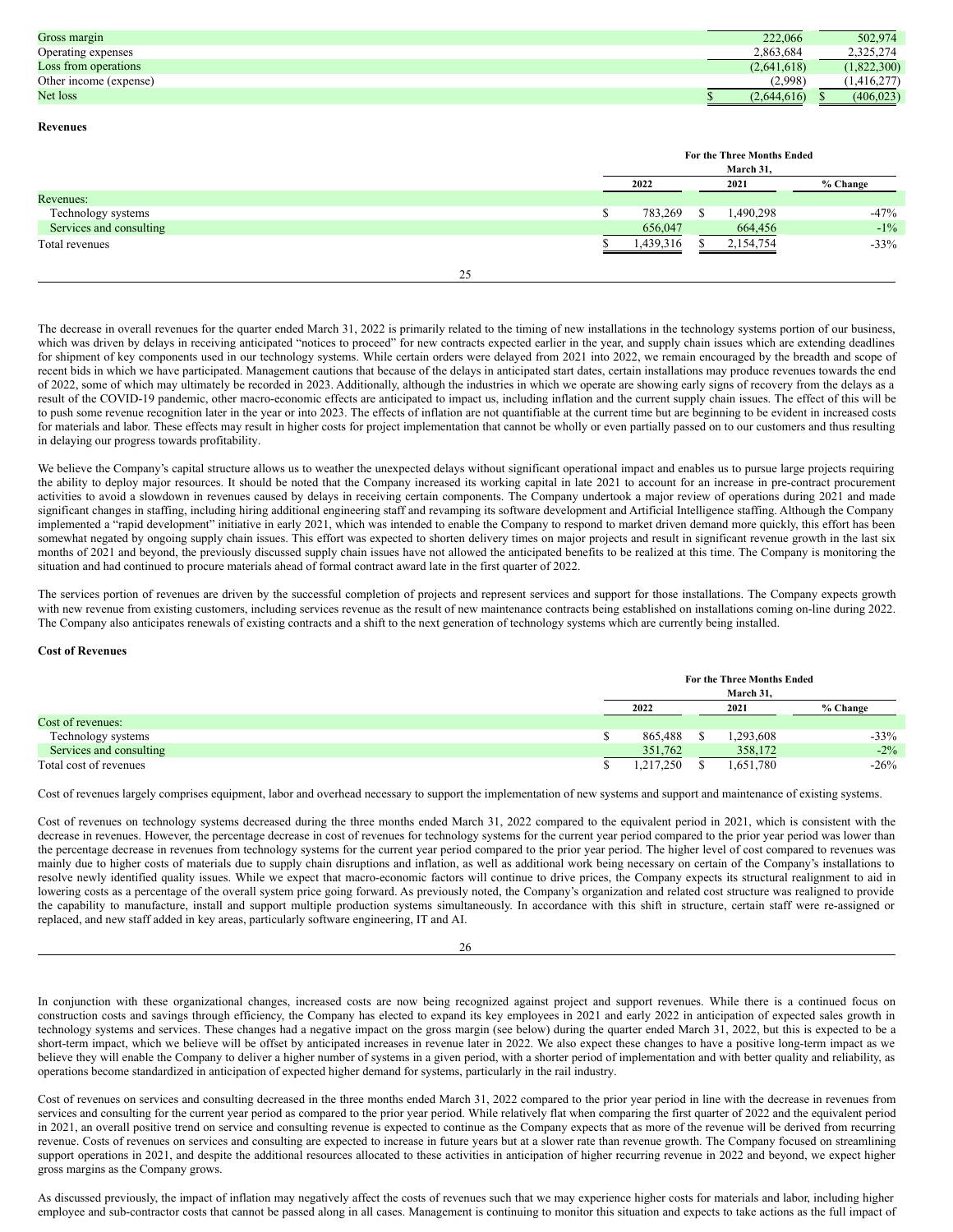| | | |
|---|---|---|
| Gross margin | 222,066 | 502,974 |
| Operating expenses | 2,863,684 | 2,325,274 |
| Loss from operations | (2,641,618) | (1,822,300) |
| Other income (expense) | (2,998) | (1,416,277) |
| Net loss | $ (2,644,616) | $ (406,023) |

**Revenues**

| | For the Three Months Ended March 31, | | |
|---|---|---|---|
| | 2022 | 2021 | % Change |
| Revenues: | | | |
| Technology systems | $ 783,269 | $ 1,490,298 | -47% |
| Services and consulting | 656,047 | 664,456 | -1% |
| Total revenues | $ 1,439,316 | $ 2,154,754 | -33% |

The decrease in overall revenues for the quarter ended March 31, 2022 is primarily related to the timing of new installations in the technology systems portion of our business, which was driven by delays in receiving anticipated "notices to proceed" for new contracts expected earlier in the year, and supply chain issues which are extending deadlines for shipment of key components used in our technology systems. While certain orders were delayed from 2021 into 2022, we remain encouraged by the breadth and scope of recent bids in which we have participated. Management cautions that because of the delays in anticipated start dates, certain installations may produce revenues towards the end of 2022, some of which may ultimately be recorded in 2023. Additionally, although the industries in which we operate are showing early signs of recovery from the delays as a result of the COVID-19 pandemic, other macro-economic effects are anticipated to impact us, including inflation and the current supply chain issues. The effect of this will be to push some revenue recognition later in the year or into 2023. The effects of inflation are not quantifiable at the current time but are beginning to be evident in increased costs for materials and labor. These effects may result in higher costs for project implementation that cannot be wholly or even partially passed on to our customers and thus resulting in delaying our progress towards profitability.

We believe the Company's capital structure allows us to weather the unexpected delays without significant operational impact and enables us to pursue large projects requiring the ability to deploy major resources. It should be noted that the Company increased its working capital in late 2021 to account for an increase in pre-contract procurement activities to avoid a slowdown in revenues caused by delays in receiving certain components. The Company undertook a major review of operations during 2021 and made significant changes in staffing, including hiring additional engineering staff and revamping its software development and Artificial Intelligence staffing. Although the Company implemented a "rapid development" initiative in early 2021, which was intended to enable the Company to respond to market driven demand more quickly, this effort has been somewhat negated by ongoing supply chain issues. This effort was expected to shorten delivery times on major projects and result in significant revenue growth in the last six months of 2021 and beyond, the previously discussed supply chain issues have not allowed the anticipated benefits to be realized at this time. The Company is monitoring the situation and had continued to procure materials ahead of formal contract award late in the first quarter of 2022.

The services portion of revenues are driven by the successful completion of projects and represent services and support for those installations. The Company expects growth with new revenue from existing customers, including services revenue as the result of new maintenance contracts being established on installations coming on-line during 2022. The Company also anticipates renewals of existing contracts and a shift to the next generation of technology systems which are currently being installed.

**Cost of Revenues**

| | For the Three Months Ended March 31, | | |
|---|---|---|---|
| | 2022 | 2021 | % Change |
| Cost of revenues: | | | |
| Technology systems | $ 865,488 | $ 1,293,608 | -33% |
| Services and consulting | 351,762 | 358,172 | -2% |
| Total cost of revenues | $ 1,217,250 | $ 1,651,780 | -26% |

Cost of revenues largely comprises equipment, labor and overhead necessary to support the implementation of new systems and support and maintenance of existing systems.

Cost of revenues on technology systems decreased during the three months ended March 31, 2022 compared to the equivalent period in 2021, which is consistent with the decrease in revenues. However, the percentage decrease in cost of revenues for technology systems for the current year period compared to the prior year period was lower than the percentage decrease in revenues from technology systems for the current year period compared to the prior year period. The higher level of cost compared to revenues was mainly due to higher costs of materials due to supply chain disruptions and inflation, as well as additional work being necessary on certain of the Company's installations to resolve newly identified quality issues. While we expect that macro-economic factors will continue to drive prices, the Company expects its structural realignment to aid in lowering costs as a percentage of the overall system price going forward. As previously noted, the Company's organization and related cost structure was realigned to provide the capability to manufacture, install and support multiple production systems simultaneously. In accordance with this shift in structure, certain staff were re-assigned or replaced, and new staff added in key areas, particularly software engineering, IT and AI.

In conjunction with these organizational changes, increased costs are now being recognized against project and support revenues. While there is a continued focus on construction costs and savings through efficiency, the Company has elected to expand its key employees in 2021 and early 2022 in anticipation of expected sales growth in technology systems and services. These changes had a negative impact on the gross margin (see below) during the quarter ended March 31, 2022, but this is expected to be a short-term impact, which we believe will be offset by anticipated increases in revenue later in 2022. We also expect these changes to have a positive long-term impact as we believe they will enable the Company to deliver a higher number of systems in a given period, with a shorter period of implementation and with better quality and reliability, as operations become standardized in anticipation of expected higher demand for systems, particularly in the rail industry.

Cost of revenues on services and consulting decreased in the three months ended March 31, 2022 compared to the prior year period in line with the decrease in revenues from services and consulting for the current year period as compared to the prior year period. While relatively flat when comparing the first quarter of 2022 and the equivalent period in 2021, an overall positive trend on service and consulting revenue is expected to continue as the Company expects that as more of the revenue will be derived from recurring revenue. Costs of revenues on services and consulting are expected to increase in future years but at a slower rate than revenue growth. The Company focused on streamlining support operations in 2021, and despite the additional resources allocated to these activities in anticipation of higher recurring revenue in 2022 and beyond, we expect higher gross margins as the Company grows.

As discussed previously, the impact of inflation may negatively affect the costs of revenues such that we may experience higher costs for materials and labor, including higher employee and sub-contractor costs that cannot be passed along in all cases. Management is continuing to monitor this situation and expects to take actions as the full impact of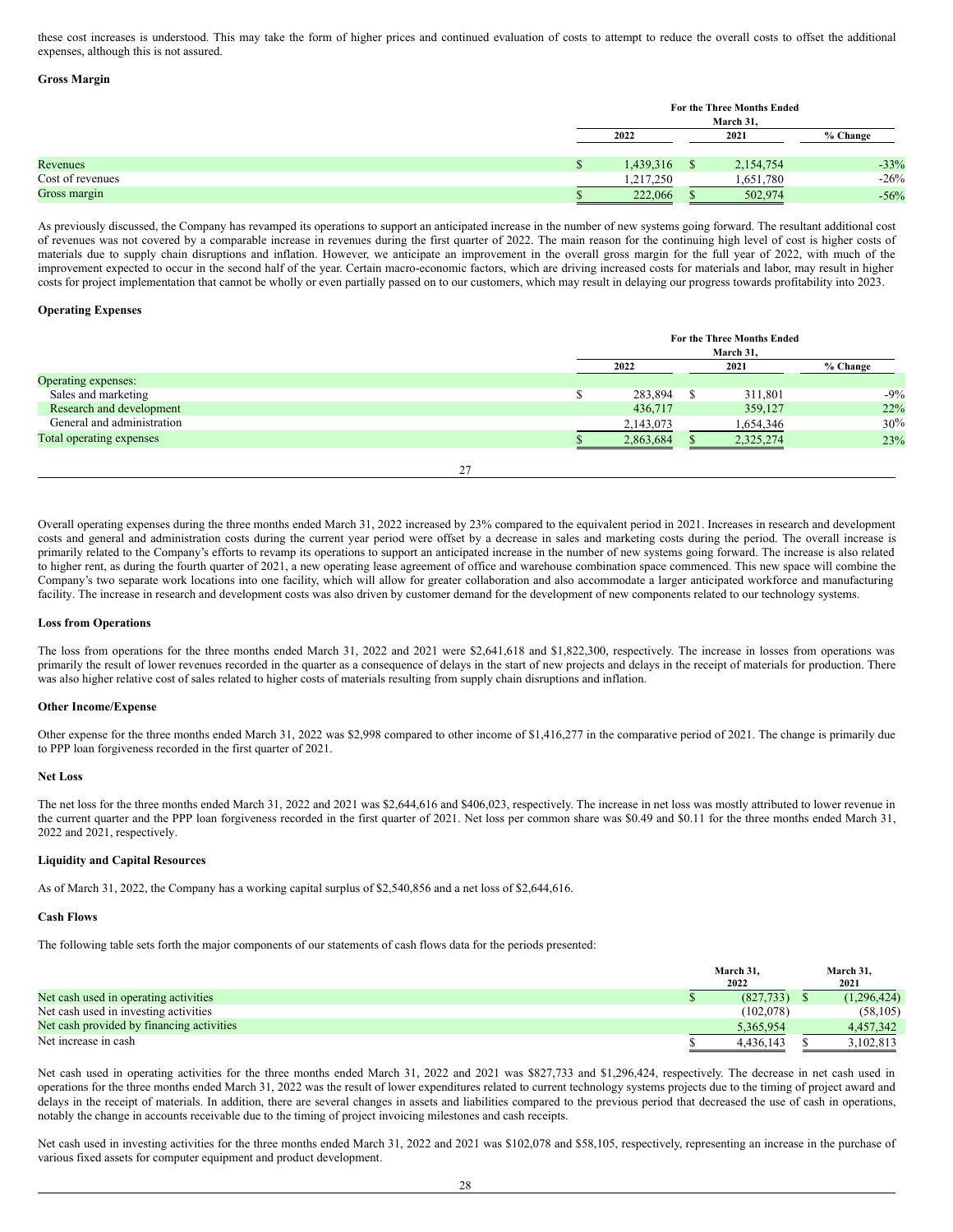these cost increases is understood. This may take the form of higher prices and continued evaluation of costs to attempt to reduce the overall costs to offset the additional expenses, although this is not assured.

**Gross Margin**

| | For the Three Months Ended March 31, | | |
|---|---|---|---|
| | 2022 | 2021 | % Change |
| Revenues | $ 1,439,316 | $ 2,154,754 | -33% |
| Cost of revenues | 1,217,250 | 1,651,780 | -26% |
| Gross margin | $ 222,066 | $ 502,974 | -56% |

As previously discussed, the Company has revamped its operations to support an anticipated increase in the number of new systems going forward. The resultant additional cost of revenues was not covered by a comparable increase in revenues during the first quarter of 2022. The main reason for the continuing high level of cost is higher costs of materials due to supply chain disruptions and inflation. However, we anticipate an improvement in the overall gross margin for the full year of 2022, with much of the improvement expected to occur in the second half of the year. Certain macro-economic factors, which are driving increased costs for materials and labor, may result in higher costs for project implementation that cannot be wholly or even partially passed on to our customers, which may result in delaying our progress towards profitability into 2023.

**Operating Expenses**

| | For the Three Months Ended March 31, | | |
|---|---|---|---|
| | 2022 | 2021 | % Change |
| Operating expenses: | | | |
| Sales and marketing | $ 283,894 | $ 311,801 | -9% |
| Research and development | 436,717 | 359,127 | 22% |
| General and administration | 2,143,073 | 1,654,346 | 30% |
| Total operating expenses | $ 2,863,684 | $ 2,325,274 | 23% |

Overall operating expenses during the three months ended March 31, 2022 increased by 23% compared to the equivalent period in 2021. Increases in research and development costs and general and administration costs during the current year period were offset by a decrease in sales and marketing costs during the period. The overall increase is primarily related to the Company's efforts to revamp its operations to support an anticipated increase in the number of new systems going forward. The increase is also related to higher rent, as during the fourth quarter of 2021, a new operating lease agreement of office and warehouse combination space commenced. This new space will combine the Company's two separate work locations into one facility, which will allow for greater collaboration and also accommodate a larger anticipated workforce and manufacturing facility. The increase in research and development costs was also driven by customer demand for the development of new components related to our technology systems.

**Loss from Operations**

The loss from operations for the three months ended March 31, 2022 and 2021 were $2,641,618 and $1,822,300, respectively. The increase in losses from operations was primarily the result of lower revenues recorded in the quarter as a consequence of delays in the start of new projects and delays in the receipt of materials for production. There was also higher relative cost of sales related to higher costs of materials resulting from supply chain disruptions and inflation.

**Other Income/Expense**

Other expense for the three months ended March 31, 2022 was $2,998 compared to other income of $1,416,277 in the comparative period of 2021. The change is primarily due to PPP loan forgiveness recorded in the first quarter of 2021.

**Net Loss**

The net loss for the three months ended March 31, 2022 and 2021 was $2,644,616 and $406,023, respectively. The increase in net loss was mostly attributed to lower revenue in the current quarter and the PPP loan forgiveness recorded in the first quarter of 2021. Net loss per common share was $0.49 and $0.11 for the three months ended March 31, 2022 and 2021, respectively.

**Liquidity and Capital Resources**

As of March 31, 2022, the Company has a working capital surplus of $2,540,856 and a net loss of $2,644,616.

**Cash Flows**

The following table sets forth the major components of our statements of cash flows data for the periods presented:

| | March 31, 2022 | March 31, 2021 |
|---|---|---|
| Net cash used in operating activities | $ (827,733) | $ (1,296,424) |
| Net cash used in investing activities | (102,078) | (58,105) |
| Net cash provided by financing activities | 5,365,954 | 4,457,342 |
| Net increase in cash | $ 4,436,143 | $ 3,102,813 |

Net cash used in operating activities for the three months ended March 31, 2022 and 2021 was $827,733 and $1,296,424, respectively. The decrease in net cash used in operations for the three months ended March 31, 2022 was the result of lower expenditures related to current technology systems projects due to the timing of project award and delays in the receipt of materials. In addition, there are several changes in assets and liabilities compared to the previous period that decreased the use of cash in operations, notably the change in accounts receivable due to the timing of project invoicing milestones and cash receipts.

Net cash used in investing activities for the three months ended March 31, 2022 and 2021 was $102,078 and $58,105, respectively, representing an increase in the purchase of various fixed assets for computer equipment and product development.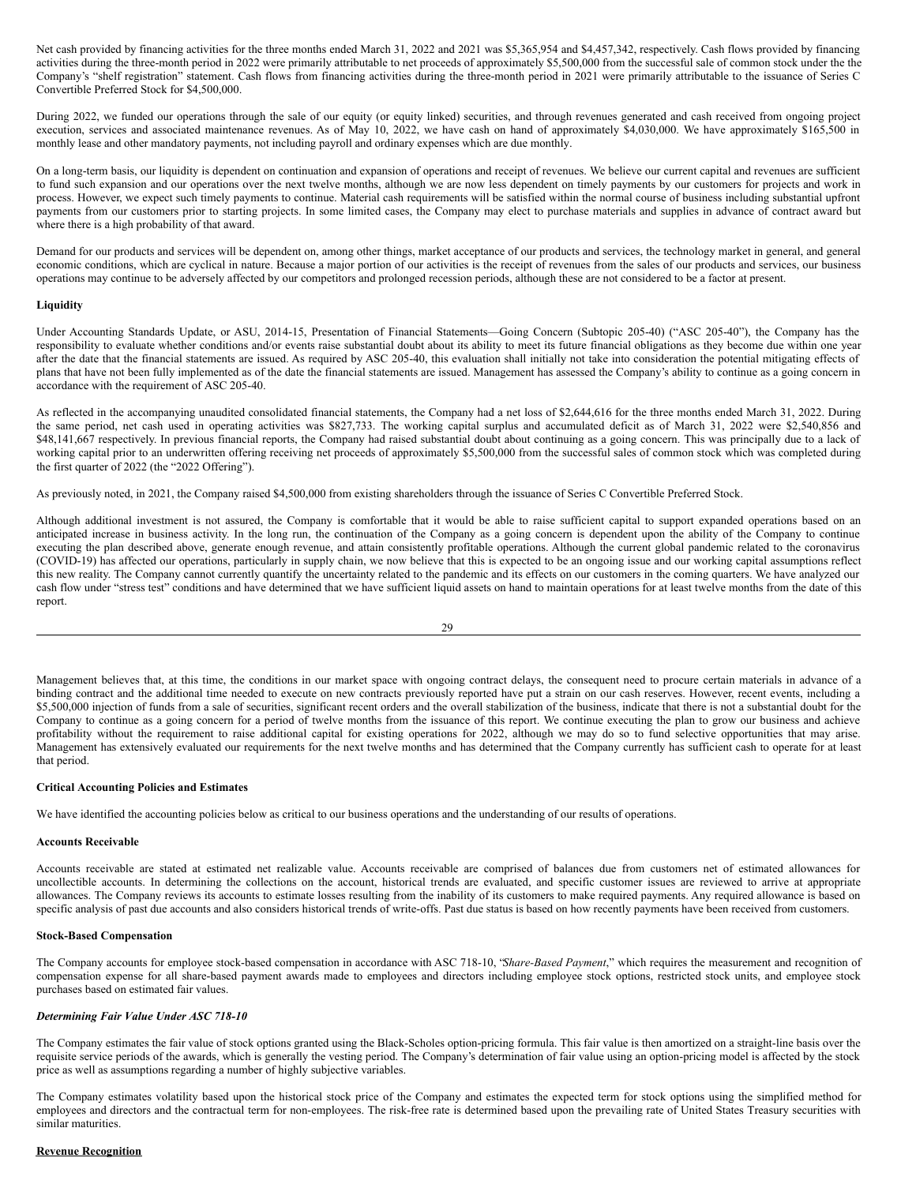Net cash provided by financing activities for the three months ended March 31, 2022 and 2021 was $5,365,954 and $4,457,342, respectively. Cash flows provided by financing activities during the three-month period in 2022 were primarily attributable to net proceeds of approximately $5,500,000 from the successful sale of common stock under the the Company's "shelf registration" statement. Cash flows from financing activities during the three-month period in 2021 were primarily attributable to the issuance of Series C Convertible Preferred Stock for $4,500,000.

During 2022, we funded our operations through the sale of our equity (or equity linked) securities, and through revenues generated and cash received from ongoing project execution, services and associated maintenance revenues. As of May 10, 2022, we have cash on hand of approximately $4,030,000. We have approximately $165,500 in monthly lease and other mandatory payments, not including payroll and ordinary expenses which are due monthly.

On a long-term basis, our liquidity is dependent on continuation and expansion of operations and receipt of revenues. We believe our current capital and revenues are sufficient to fund such expansion and our operations over the next twelve months, although we are now less dependent on timely payments by our customers for projects and work in process. However, we expect such timely payments to continue. Material cash requirements will be satisfied within the normal course of business including substantial upfront payments from our customers prior to starting projects. In some limited cases, the Company may elect to purchase materials and supplies in advance of contract award but where there is a high probability of that award.

Demand for our products and services will be dependent on, among other things, market acceptance of our products and services, the technology market in general, and general economic conditions, which are cyclical in nature. Because a major portion of our activities is the receipt of revenues from the sales of our products and services, our business operations may continue to be adversely affected by our competitors and prolonged recession periods, although these are not considered to be a factor at present.

**Liquidity**

Under Accounting Standards Update, or ASU, 2014-15, Presentation of Financial Statements—Going Concern (Subtopic 205-40) ("ASC 205-40"), the Company has the responsibility to evaluate whether conditions and/or events raise substantial doubt about its ability to meet its future financial obligations as they become due within one year after the date that the financial statements are issued. As required by ASC 205-40, this evaluation shall initially not take into consideration the potential mitigating effects of plans that have not been fully implemented as of the date the financial statements are issued. Management has assessed the Company's ability to continue as a going concern in accordance with the requirement of ASC 205-40.

As reflected in the accompanying unaudited consolidated financial statements, the Company had a net loss of $2,644,616 for the three months ended March 31, 2022. During the same period, net cash used in operating activities was $827,733. The working capital surplus and accumulated deficit as of March 31, 2022 were $2,540,856 and $48,141,667 respectively. In previous financial reports, the Company had raised substantial doubt about continuing as a going concern. This was principally due to a lack of working capital prior to an underwritten offering receiving net proceeds of approximately $5,500,000 from the successful sales of common stock which was completed during the first quarter of 2022 (the "2022 Offering").

As previously noted, in 2021, the Company raised $4,500,000 from existing shareholders through the issuance of Series C Convertible Preferred Stock.

Although additional investment is not assured, the Company is comfortable that it would be able to raise sufficient capital to support expanded operations based on an anticipated increase in business activity. In the long run, the continuation of the Company as a going concern is dependent upon the ability of the Company to continue executing the plan described above, generate enough revenue, and attain consistently profitable operations. Although the current global pandemic related to the coronavirus (COVID-19) has affected our operations, particularly in supply chain, we now believe that this is expected to be an ongoing issue and our working capital assumptions reflect this new reality. The Company cannot currently quantify the uncertainty related to the pandemic and its effects on our customers in the coming quarters. We have analyzed our cash flow under "stress test" conditions and have determined that we have sufficient liquid assets on hand to maintain operations for at least twelve months from the date of this report.

Management believes that, at this time, the conditions in our market space with ongoing contract delays, the consequent need to procure certain materials in advance of a binding contract and the additional time needed to execute on new contracts previously reported have put a strain on our cash reserves. However, recent events, including a $5,500,000 injection of funds from a sale of securities, significant recent orders and the overall stabilization of the business, indicate that there is not a substantial doubt for the Company to continue as a going concern for a period of twelve months from the issuance of this report. We continue executing the plan to grow our business and achieve profitability without the requirement to raise additional capital for existing operations for 2022, although we may do so to fund selective opportunities that may arise. Management has extensively evaluated our requirements for the next twelve months and has determined that the Company currently has sufficient cash to operate for at least that period.

**Critical Accounting Policies and Estimates**

We have identified the accounting policies below as critical to our business operations and the understanding of our results of operations.

**Accounts Receivable**

Accounts receivable are stated at estimated net realizable value. Accounts receivable are comprised of balances due from customers net of estimated allowances for uncollectible accounts. In determining the collections on the account, historical trends are evaluated, and specific customer issues are reviewed to arrive at appropriate allowances. The Company reviews its accounts to estimate losses resulting from the inability of its customers to make required payments. Any required allowance is based on specific analysis of past due accounts and also considers historical trends of write-offs. Past due status is based on how recently payments have been received from customers.

**Stock-Based Compensation**

The Company accounts for employee stock-based compensation in accordance with ASC 718-10, "*Share-Based Payment*," which requires the measurement and recognition of compensation expense for all share-based payment awards made to employees and directors including employee stock options, restricted stock units, and employee stock purchases based on estimated fair values.

***Determining Fair Value Under ASC 718-10***

The Company estimates the fair value of stock options granted using the Black-Scholes option-pricing formula. This fair value is then amortized on a straight-line basis over the requisite service periods of the awards, which is generally the vesting period. The Company's determination of fair value using an option-pricing model is affected by the stock price as well as assumptions regarding a number of highly subjective variables.

The Company estimates volatility based upon the historical stock price of the Company and estimates the expected term for stock options using the simplified method for employees and directors and the contractual term for non-employees. The risk-free rate is determined based upon the prevailing rate of United States Treasury securities with similar maturities.

**Revenue Recognition**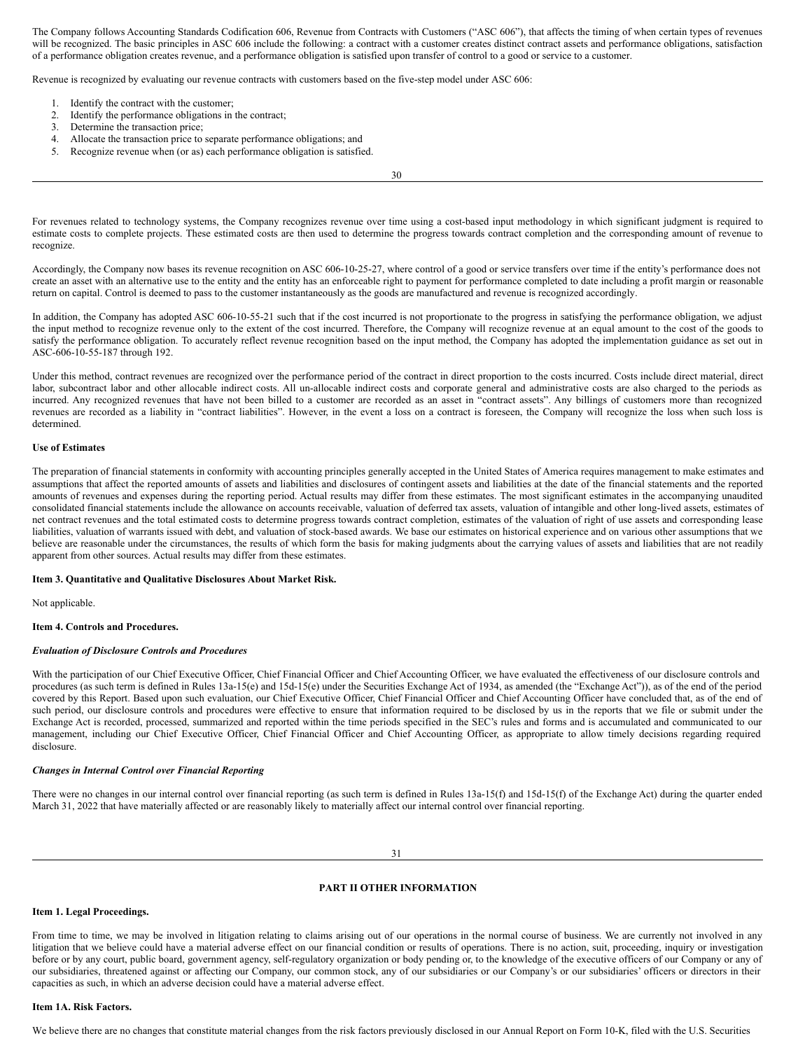The Company follows Accounting Standards Codification 606, Revenue from Contracts with Customers ("ASC 606"), that affects the timing of when certain types of revenues will be recognized. The basic principles in ASC 606 include the following: a contract with a customer creates distinct contract assets and performance obligations, satisfaction of a performance obligation creates revenue, and a performance obligation is satisfied upon transfer of control to a good or service to a customer.

Revenue is recognized by evaluating our revenue contracts with customers based on the five-step model under ASC 606:

1. Identify the contract with the customer;
2. Identify the performance obligations in the contract;
3. Determine the transaction price;
4. Allocate the transaction price to separate performance obligations; and
5. Recognize revenue when (or as) each performance obligation is satisfied.

For revenues related to technology systems, the Company recognizes revenue over time using a cost-based input methodology in which significant judgment is required to estimate costs to complete projects. These estimated costs are then used to determine the progress towards contract completion and the corresponding amount of revenue to recognize.

Accordingly, the Company now bases its revenue recognition on ASC 606-10-25-27, where control of a good or service transfers over time if the entity's performance does not create an asset with an alternative use to the entity and the entity has an enforceable right to payment for performance completed to date including a profit margin or reasonable return on capital. Control is deemed to pass to the customer instantaneously as the goods are manufactured and revenue is recognized accordingly.

In addition, the Company has adopted ASC 606-10-55-21 such that if the cost incurred is not proportionate to the progress in satisfying the performance obligation, we adjust the input method to recognize revenue only to the extent of the cost incurred. Therefore, the Company will recognize revenue at an equal amount to the cost of the goods to satisfy the performance obligation. To accurately reflect revenue recognition based on the input method, the Company has adopted the implementation guidance as set out in ASC-606-10-55-187 through 192.

Under this method, contract revenues are recognized over the performance period of the contract in direct proportion to the costs incurred. Costs include direct material, direct labor, subcontract labor and other allocable indirect costs. All un-allocable indirect costs and corporate general and administrative costs are also charged to the periods as incurred. Any recognized revenues that have not been billed to a customer are recorded as an asset in "contract assets". Any billings of customers more than recognized revenues are recorded as a liability in "contract liabilities". However, in the event a loss on a contract is foreseen, the Company will recognize the loss when such loss is determined.

**Use of Estimates**

The preparation of financial statements in conformity with accounting principles generally accepted in the United States of America requires management to make estimates and assumptions that affect the reported amounts of assets and liabilities and disclosures of contingent assets and liabilities at the date of the financial statements and the reported amounts of revenues and expenses during the reporting period. Actual results may differ from these estimates. The most significant estimates in the accompanying unaudited consolidated financial statements include the allowance on accounts receivable, valuation of deferred tax assets, valuation of intangible and other long-lived assets, estimates of net contract revenues and the total estimated costs to determine progress towards contract completion, estimates of the valuation of right of use assets and corresponding lease liabilities, valuation of warrants issued with debt, and valuation of stock-based awards. We base our estimates on historical experience and on various other assumptions that we believe are reasonable under the circumstances, the results of which form the basis for making judgments about the carrying values of assets and liabilities that are not readily apparent from other sources. Actual results may differ from these estimates.

**Item 3. Quantitative and Qualitative Disclosures About Market Risk.**

Not applicable.

**Item 4. Controls and Procedures.**

***Evaluation of Disclosure Controls and Procedures***

With the participation of our Chief Executive Officer, Chief Financial Officer and Chief Accounting Officer, we have evaluated the effectiveness of our disclosure controls and procedures (as such term is defined in Rules 13a-15(e) and 15d-15(e) under the Securities Exchange Act of 1934, as amended (the "Exchange Act")), as of the end of the period covered by this Report. Based upon such evaluation, our Chief Executive Officer, Chief Financial Officer and Chief Accounting Officer have concluded that, as of the end of such period, our disclosure controls and procedures were effective to ensure that information required to be disclosed by us in the reports that we file or submit under the Exchange Act is recorded, processed, summarized and reported within the time periods specified in the SEC's rules and forms and is accumulated and communicated to our management, including our Chief Executive Officer, Chief Financial Officer and Chief Accounting Officer, as appropriate to allow timely decisions regarding required disclosure.

***Changes in Internal Control over Financial Reporting***

There were no changes in our internal control over financial reporting (as such term is defined in Rules 13a-15(f) and 15d-15(f) of the Exchange Act) during the quarter ended March 31, 2022 that have materially affected or are reasonably likely to materially affect our internal control over financial reporting.

## PART II OTHER INFORMATION

**Item 1. Legal Proceedings.**

From time to time, we may be involved in litigation relating to claims arising out of our operations in the normal course of business. We are currently not involved in any litigation that we believe could have a material adverse effect on our financial condition or results of operations. There is no action, suit, proceeding, inquiry or investigation before or by any court, public board, government agency, self-regulatory organization or body pending or, to the knowledge of the executive officers of our Company or any of our subsidiaries, threatened against or affecting our Company, our common stock, any of our subsidiaries or our Company's or our subsidiaries' officers or directors in their capacities as such, in which an adverse decision could have a material adverse effect.

**Item 1A. Risk Factors.**

We believe there are no changes that constitute material changes from the risk factors previously disclosed in our Annual Report on Form 10-K, filed with the U.S. Securities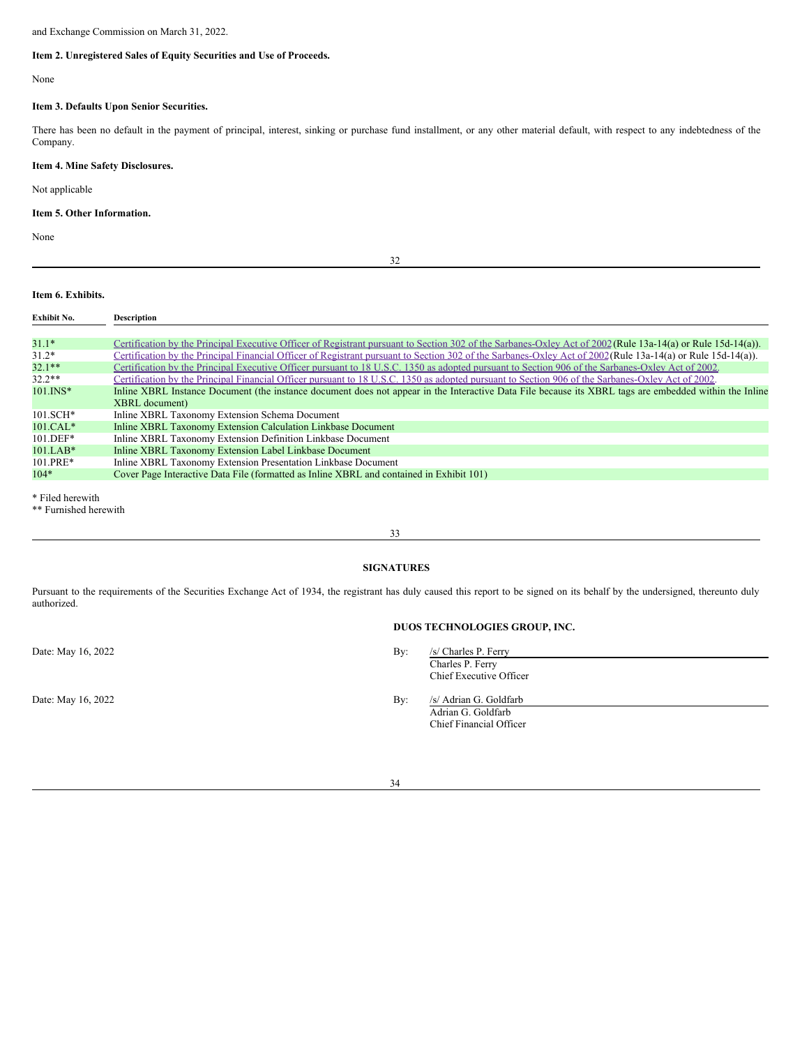and Exchange Commission on March 31, 2022.

**Item 2. Unregistered Sales of Equity Securities and Use of Proceeds.**

None

**Item 3. Defaults Upon Senior Securities.**

There has been no default in the payment of principal, interest, sinking or purchase fund installment, or any other material default, with respect to any indebtedness of the Company.

**Item 4. Mine Safety Disclosures.**

Not applicable

**Item 5. Other Information.**

None

**Item 6. Exhibits.**

| Exhibit No. | Description |
|---|---|
| 31.1* | Certification by the Principal Executive Officer of Registrant pursuant to Section 302 of the Sarbanes-Oxley Act of 2002 (Rule 13a-14(a) or Rule 15d-14(a)). |
| 31.2* | Certification by the Principal Financial Officer of Registrant pursuant to Section 302 of the Sarbanes-Oxley Act of 2002 (Rule 13a-14(a) or Rule 15d-14(a)). |
| 32.1** | Certification by the Principal Executive Officer pursuant to 18 U.S.C. 1350 as adopted pursuant to Section 906 of the Sarbanes-Oxley Act of 2002. |
| 32.2** | Certification by the Principal Financial Officer pursuant to 18 U.S.C. 1350 as adopted pursuant to Section 906 of the Sarbanes-Oxley Act of 2002. |
| 101.INS* | Inline XBRL Instance Document (the instance document does not appear in the Interactive Data File because its XBRL tags are embedded within the Inline XBRL document) |
| 101.SCH* | Inline XBRL Taxonomy Extension Schema Document |
| 101.CAL* | Inline XBRL Taxonomy Extension Calculation Linkbase Document |
| 101.DEF* | Inline XBRL Taxonomy Extension Definition Linkbase Document |
| 101.LAB* | Inline XBRL Taxonomy Extension Label Linkbase Document |
| 101.PRE* | Inline XBRL Taxonomy Extension Presentation Linkbase Document |
| 104* | Cover Page Interactive Data File (formatted as Inline XBRL and contained in Exhibit 101) |

* Filed herewith
** Furnished herewith

**SIGNATURES**

Pursuant to the requirements of the Securities Exchange Act of 1934, the registrant has duly caused this report to be signed on its behalf by the undersigned, thereunto duly authorized.

**DUOS TECHNOLOGIES GROUP, INC.**

Date: May 16, 2022

By: /s/ Charles P. Ferry
Charles P. Ferry
Chief Executive Officer

Date: May 16, 2022

By: /s/ Adrian G. Goldfarb
Adrian G. Goldfarb
Chief Financial Officer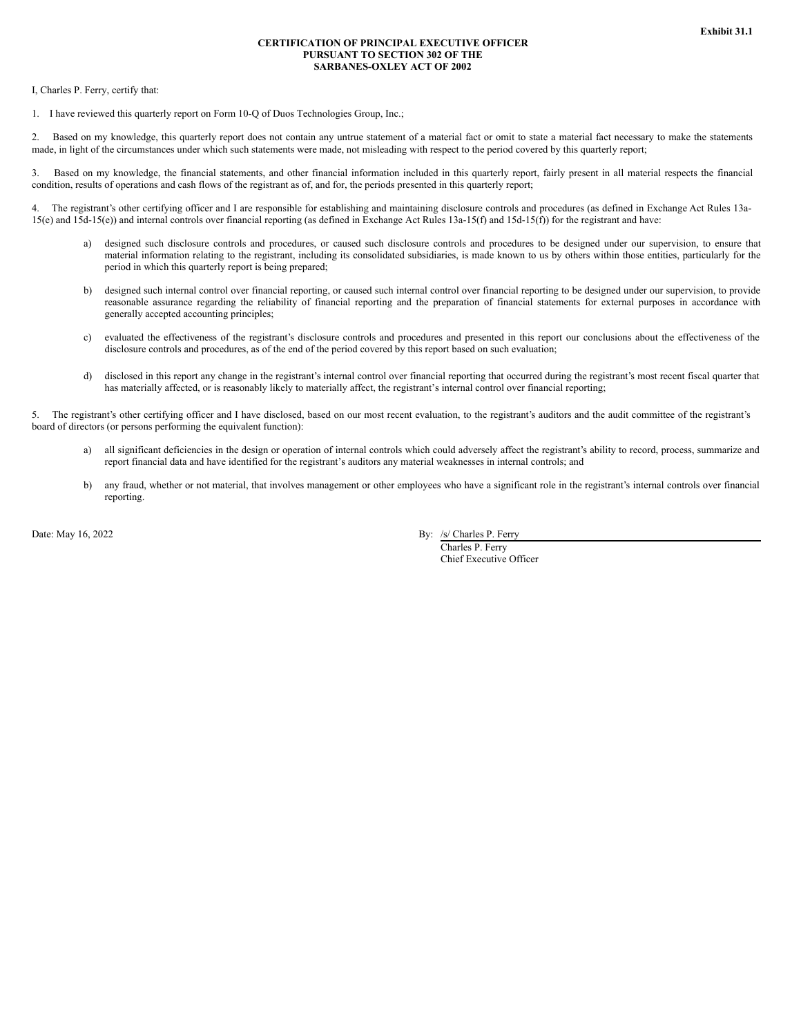**Exhibit 31.1**

**CERTIFICATION OF PRINCIPAL EXECUTIVE OFFICER**
**PURSUANT TO SECTION 302 OF THE**
**SARBANES-OXLEY ACT OF 2002**

I, Charles P. Ferry, certify that:

1. I have reviewed this quarterly report on Form 10-Q of Duos Technologies Group, Inc.;

2. Based on my knowledge, this quarterly report does not contain any untrue statement of a material fact or omit to state a material fact necessary to make the statements made, in light of the circumstances under which such statements were made, not misleading with respect to the period covered by this quarterly report;

3. Based on my knowledge, the financial statements, and other financial information included in this quarterly report, fairly present in all material respects the financial condition, results of operations and cash flows of the registrant as of, and for, the periods presented in this quarterly report;

4. The registrant's other certifying officer and I are responsible for establishing and maintaining disclosure controls and procedures (as defined in Exchange Act Rules 13a-15(e) and 15d-15(e)) and internal controls over financial reporting (as defined in Exchange Act Rules 13a-15(f) and 15d-15(f)) for the registrant and have:

   a) designed such disclosure controls and procedures, or caused such disclosure controls and procedures to be designed under our supervision, to ensure that material information relating to the registrant, including its consolidated subsidiaries, is made known to us by others within those entities, particularly for the period in which this quarterly report is being prepared;

   b) designed such internal control over financial reporting, or caused such internal control over financial reporting to be designed under our supervision, to provide reasonable assurance regarding the reliability of financial reporting and the preparation of financial statements for external purposes in accordance with generally accepted accounting principles;

   c) evaluated the effectiveness of the registrant's disclosure controls and procedures and presented in this report our conclusions about the effectiveness of the disclosure controls and procedures, as of the end of the period covered by this report based on such evaluation;

   d) disclosed in this report any change in the registrant's internal control over financial reporting that occurred during the registrant's most recent fiscal quarter that has materially affected, or is reasonably likely to materially affect, the registrant's internal control over financial reporting;

5. The registrant's other certifying officer and I have disclosed, based on our most recent evaluation, to the registrant's auditors and the audit committee of the registrant's board of directors (or persons performing the equivalent function):

   a) all significant deficiencies in the design or operation of internal controls which could adversely affect the registrant's ability to record, process, summarize and report financial data and have identified for the registrant's auditors any material weaknesses in internal controls; and

   b) any fraud, whether or not material, that involves management or other employees who have a significant role in the registrant's internal controls over financial reporting.

Date: May 16, 2022

By: /s/ Charles P. Ferry
Charles P. Ferry
Chief Executive Officer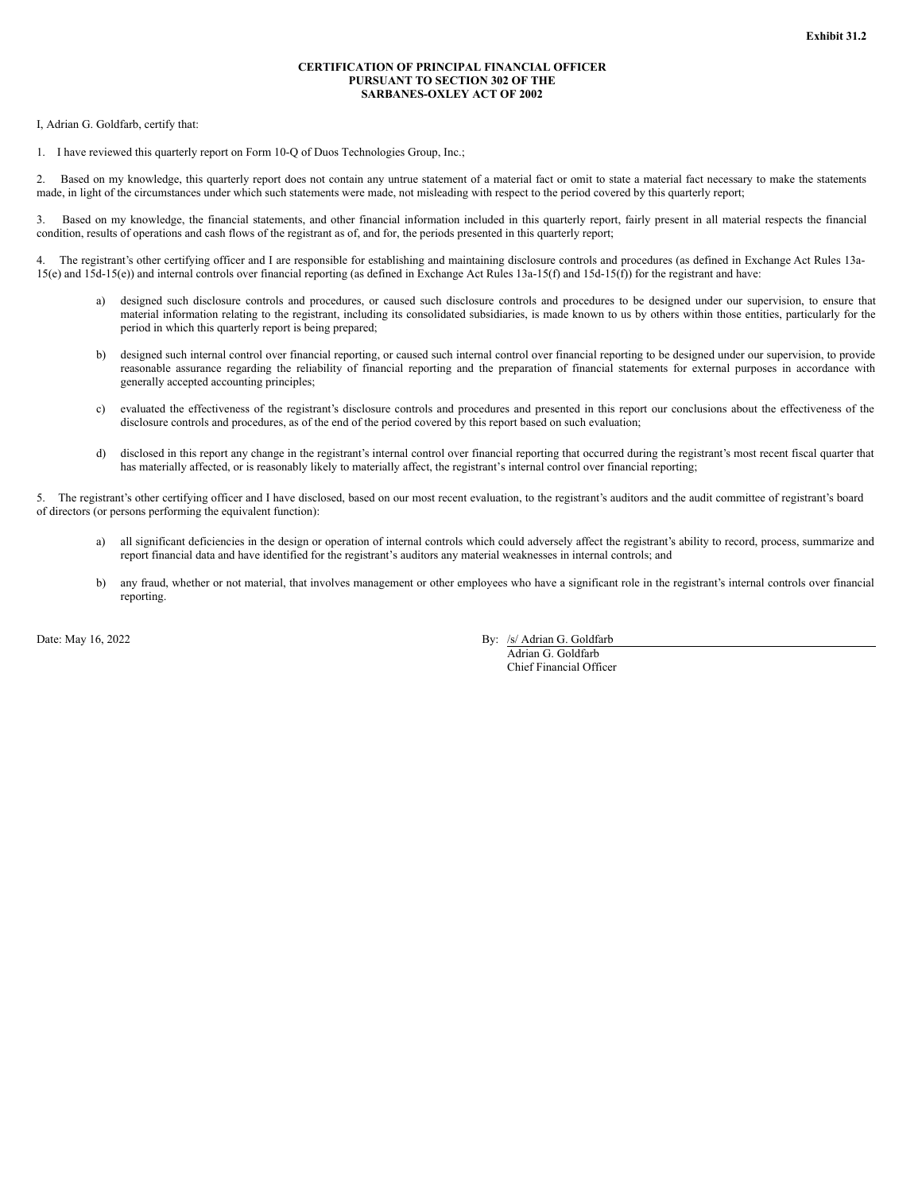**Exhibit 31.2**

**CERTIFICATION OF PRINCIPAL FINANCIAL OFFICER
PURSUANT TO SECTION 302 OF THE
SARBANES-OXLEY ACT OF 2002**

I, Adrian G. Goldfarb, certify that:

1. I have reviewed this quarterly report on Form 10-Q of Duos Technologies Group, Inc.;

2. Based on my knowledge, this quarterly report does not contain any untrue statement of a material fact or omit to state a material fact necessary to make the statements made, in light of the circumstances under which such statements were made, not misleading with respect to the period covered by this quarterly report;

3. Based on my knowledge, the financial statements, and other financial information included in this quarterly report, fairly present in all material respects the financial condition, results of operations and cash flows of the registrant as of, and for, the periods presented in this quarterly report;

4. The registrant's other certifying officer and I are responsible for establishing and maintaining disclosure controls and procedures (as defined in Exchange Act Rules 13a-15(e) and 15d-15(e)) and internal controls over financial reporting (as defined in Exchange Act Rules 13a-15(f) and 15d-15(f)) for the registrant and have:

a) designed such disclosure controls and procedures, or caused such disclosure controls and procedures to be designed under our supervision, to ensure that material information relating to the registrant, including its consolidated subsidiaries, is made known to us by others within those entities, particularly for the period in which this quarterly report is being prepared;

b) designed such internal control over financial reporting, or caused such internal control over financial reporting to be designed under our supervision, to provide reasonable assurance regarding the reliability of financial reporting and the preparation of financial statements for external purposes in accordance with generally accepted accounting principles;

c) evaluated the effectiveness of the registrant's disclosure controls and procedures and presented in this report our conclusions about the effectiveness of the disclosure controls and procedures, as of the end of the period covered by this report based on such evaluation;

d) disclosed in this report any change in the registrant's internal control over financial reporting that occurred during the registrant's most recent fiscal quarter that has materially affected, or is reasonably likely to materially affect, the registrant's internal control over financial reporting;

5. The registrant's other certifying officer and I have disclosed, based on our most recent evaluation, to the registrant's auditors and the audit committee of registrant's board of directors (or persons performing the equivalent function):

a) all significant deficiencies in the design or operation of internal controls which could adversely affect the registrant's ability to record, process, summarize and report financial data and have identified for the registrant's auditors any material weaknesses in internal controls; and

b) any fraud, whether or not material, that involves management or other employees who have a significant role in the registrant's internal controls over financial reporting.

Date: May 16, 2022

By: /s/ Adrian G. Goldfarb
Adrian G. Goldfarb
Chief Financial Officer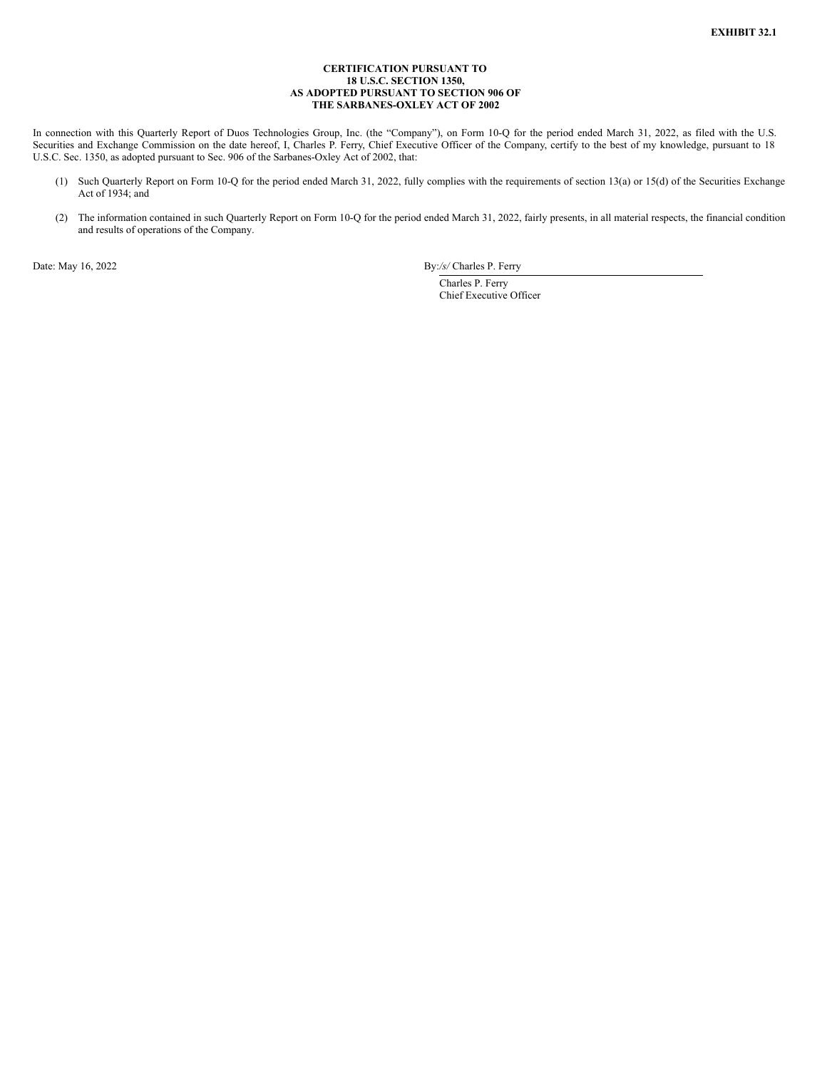**EXHIBIT 32.1**

**CERTIFICATION PURSUANT TO 18 U.S.C. SECTION 1350, AS ADOPTED PURSUANT TO SECTION 906 OF THE SARBANES-OXLEY ACT OF 2002**

In connection with this Quarterly Report of Duos Technologies Group, Inc. (the "Company"), on Form 10-Q for the period ended March 31, 2022, as filed with the U.S. Securities and Exchange Commission on the date hereof, I, Charles P. Ferry, Chief Executive Officer of the Company, certify to the best of my knowledge, pursuant to 18 U.S.C. Sec. 1350, as adopted pursuant to Sec. 906 of the Sarbanes-Oxley Act of 2002, that:

(1) Such Quarterly Report on Form 10-Q for the period ended March 31, 2022, fully complies with the requirements of section 13(a) or 15(d) of the Securities Exchange Act of 1934; and

(2) The information contained in such Quarterly Report on Form 10-Q for the period ended March 31, 2022, fairly presents, in all material respects, the financial condition and results of operations of the Company.

Date: May 16, 2022

By: */s/* Charles P. Ferry

Charles P. Ferry
Chief Executive Officer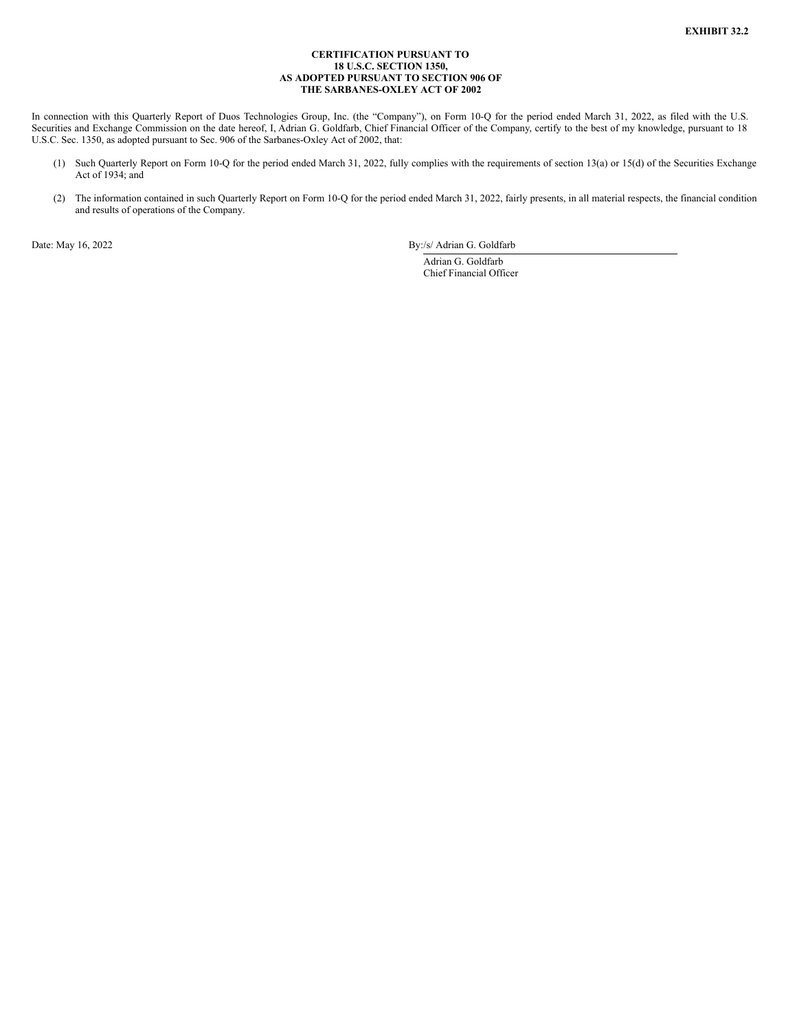**EXHIBIT 32.2**

**CERTIFICATION PURSUANT TO**
**18 U.S.C. SECTION 1350,**
**AS ADOPTED PURSUANT TO SECTION 906 OF**
**THE SARBANES-OXLEY ACT OF 2002**

In connection with this Quarterly Report of Duos Technologies Group, Inc. (the "Company"), on Form 10-Q for the period ended March 31, 2022, as filed with the U.S. Securities and Exchange Commission on the date hereof, I, Adrian G. Goldfarb, Chief Financial Officer of the Company, certify to the best of my knowledge, pursuant to 18 U.S.C. Sec. 1350, as adopted pursuant to Sec. 906 of the Sarbanes-Oxley Act of 2002, that:

(1) Such Quarterly Report on Form 10-Q for the period ended March 31, 2022, fully complies with the requirements of section 13(a) or 15(d) of the Securities Exchange Act of 1934; and

(2) The information contained in such Quarterly Report on Form 10-Q for the period ended March 31, 2022, fairly presents, in all material respects, the financial condition and results of operations of the Company.

Date: May 16, 2022

By:/s/ Adrian G. Goldfarb

Adrian G. Goldfarb
Chief Financial Officer